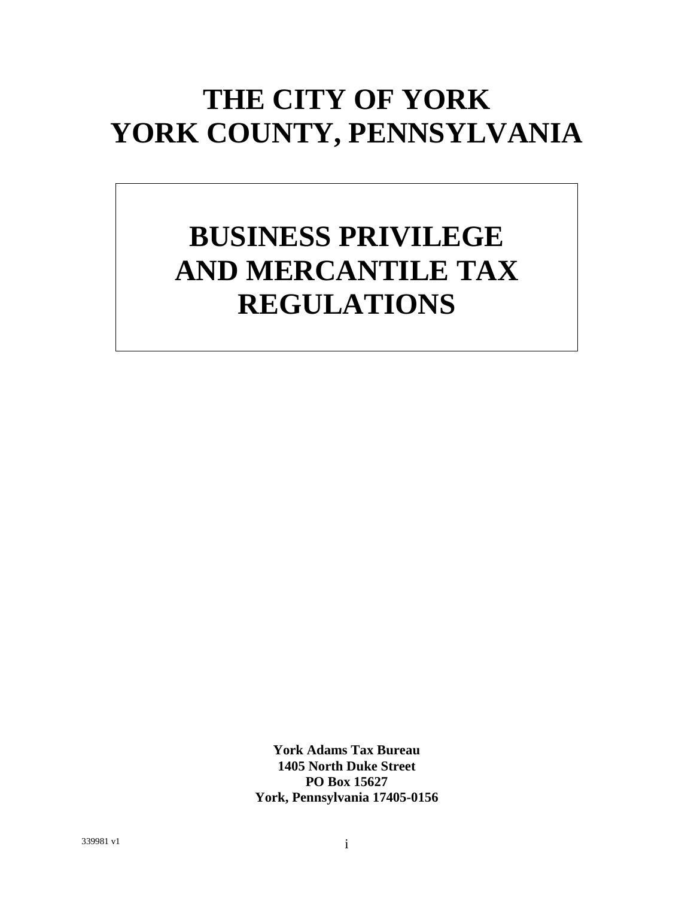# THE CITY OF YORK
# YORK COUNTY, PENNSYLVANIA

## BUSINESS PRIVILEGE AND MERCANTILE TAX REGULATIONS

**York Adams Tax Bureau**
**1405 North Duke Street**
**PO Box 15627**
**York, Pennsylvania 17405-0156**

339981 v1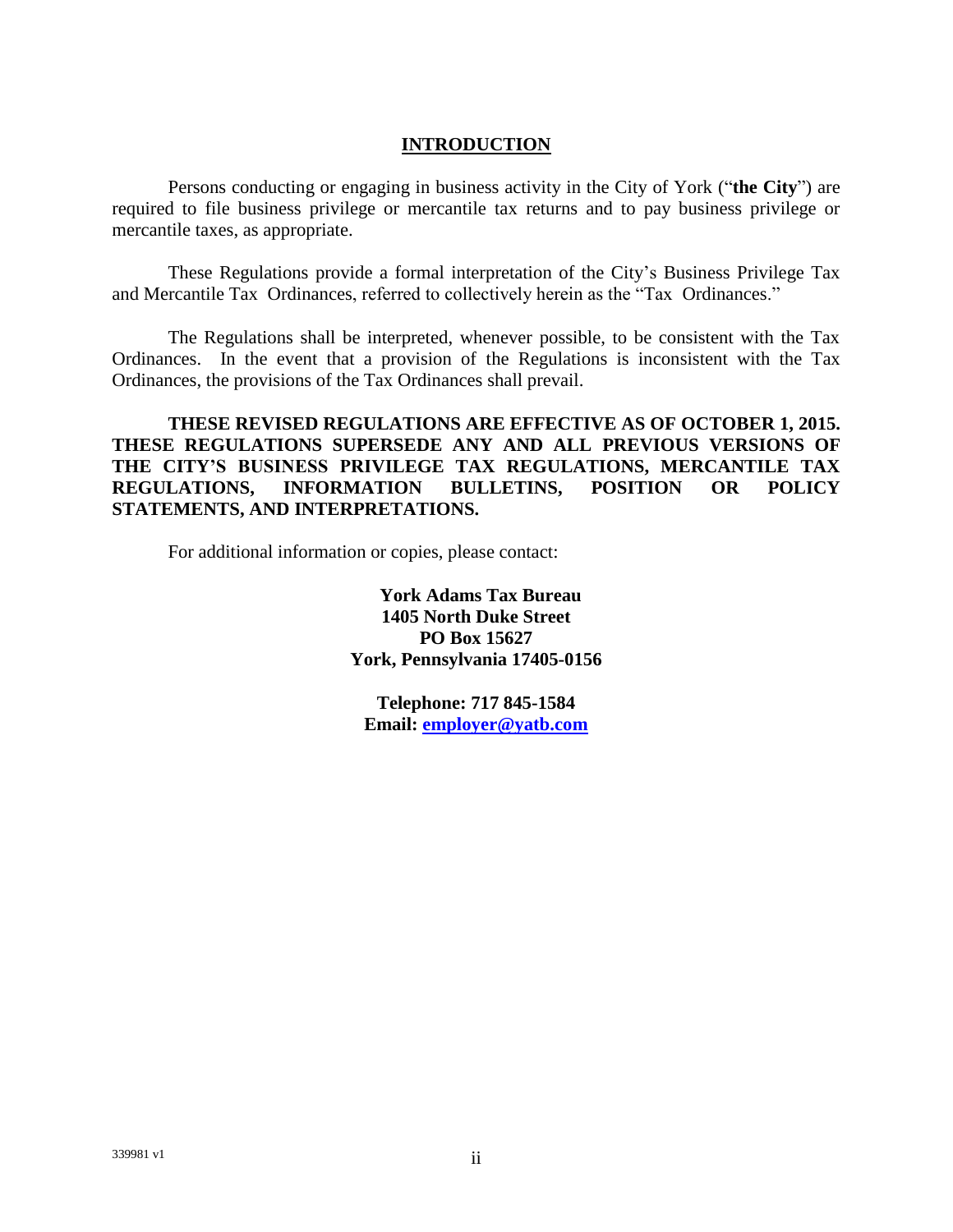# INTRODUCTION

Persons conducting or engaging in business activity in the City of York ("**the City**") are required to file business privilege or mercantile tax returns and to pay business privilege or mercantile taxes, as appropriate.

These Regulations provide a formal interpretation of the City's Business Privilege Tax and Mercantile Tax Ordinances, referred to collectively herein as the "Tax Ordinances."

The Regulations shall be interpreted, whenever possible, to be consistent with the Tax Ordinances. In the event that a provision of the Regulations is inconsistent with the Tax Ordinances, the provisions of the Tax Ordinances shall prevail.

**THESE REVISED REGULATIONS ARE EFFECTIVE AS OF OCTOBER 1, 2015. THESE REGULATIONS SUPERSEDE ANY AND ALL PREVIOUS VERSIONS OF THE CITY'S BUSINESS PRIVILEGE TAX REGULATIONS, MERCANTILE TAX REGULATIONS, INFORMATION BULLETINS, POSITION OR POLICY STATEMENTS, AND INTERPRETATIONS.**

For additional information or copies, please contact:

**York Adams Tax Bureau**
**1405 North Duke Street**
**PO Box 15627**
**York, Pennsylvania 17405-0156**

**Telephone: 717 845-1584**
**Email: employer@yatb.com**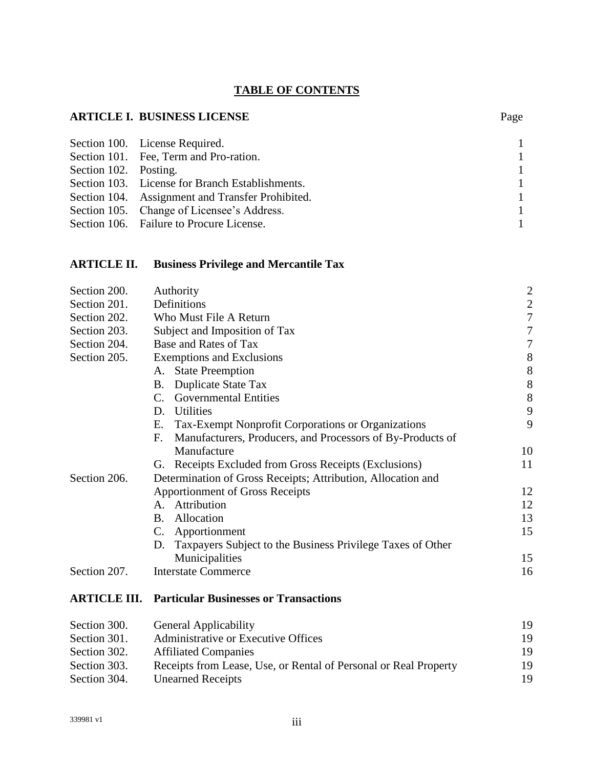# TABLE OF CONTENTS

## ARTICLE I. BUSINESS LICENSE

| | | Page |
|---|---|---|
| Section 100. | License Required. | 1 |
| Section 101. | Fee, Term and Pro-ration. | 1 |
| Section 102. | Posting. | 1 |
| Section 103. | License for Branch Establishments. | 1 |
| Section 104. | Assignment and Transfer Prohibited. | 1 |
| Section 105. | Change of Licensee's Address. | 1 |
| Section 106. | Failure to Procure License. | 1 |

## ARTICLE II. Business Privilege and Mercantile Tax

| | | |
|---|---|---|
| Section 200. | Authority | 2 |
| Section 201. | Definitions | 2 |
| Section 202. | Who Must File A Return | 7 |
| Section 203. | Subject and Imposition of Tax | 7 |
| Section 204. | Base and Rates of Tax | 7 |
| Section 205. | Exemptions and Exclusions | 8 |
| | A. State Preemption | 8 |
| | B. Duplicate State Tax | 8 |
| | C. Governmental Entities | 8 |
| | D. Utilities | 9 |
| | E. Tax-Exempt Nonprofit Corporations or Organizations | 9 |
| | F. Manufacturers, Producers, and Processors of By-Products of Manufacture | 10 |
| | G. Receipts Excluded from Gross Receipts (Exclusions) | 11 |
| Section 206. | Determination of Gross Receipts; Attribution, Allocation and Apportionment of Gross Receipts | 12 |
| | A. Attribution | 12 |
| | B. Allocation | 13 |
| | C. Apportionment | 15 |
| | D. Taxpayers Subject to the Business Privilege Taxes of Other Municipalities | 15 |
| Section 207. | Interstate Commerce | 16 |

## ARTICLE III. Particular Businesses or Transactions

| | | |
|---|---|---|
| Section 300. | General Applicability | 19 |
| Section 301. | Administrative or Executive Offices | 19 |
| Section 302. | Affiliated Companies | 19 |
| Section 303. | Receipts from Lease, Use, or Rental of Personal or Real Property | 19 |
| Section 304. | Unearned Receipts | 19 |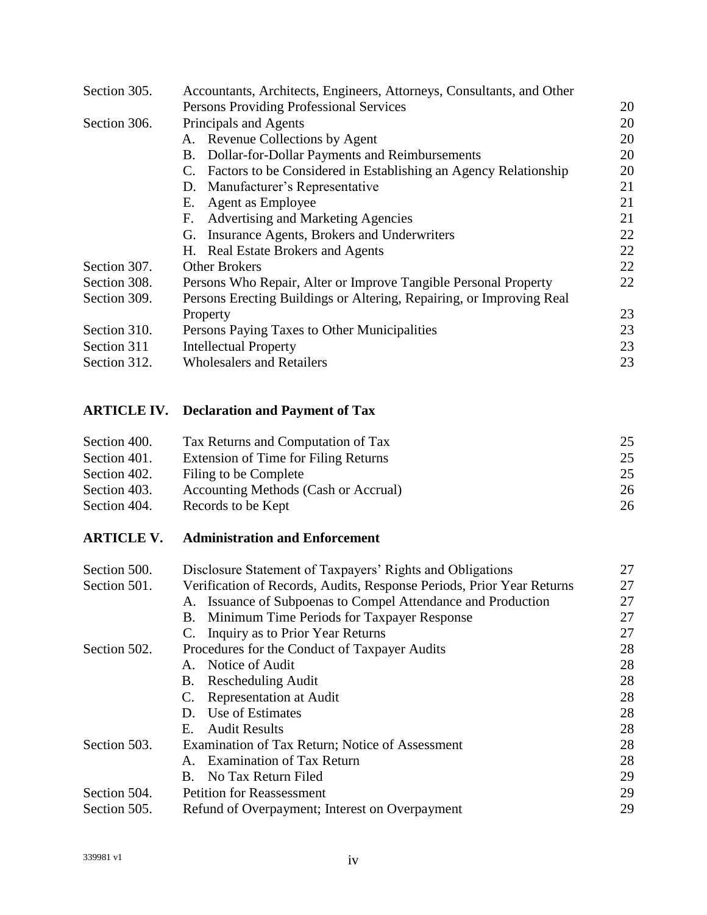| | | |
|---|---|---|
| Section 305. | Accountants, Architects, Engineers, Attorneys, Consultants, and Other Persons Providing Professional Services | 20 |
| Section 306. | Principals and Agents | 20 |
| | A. Revenue Collections by Agent | 20 |
| | B. Dollar-for-Dollar Payments and Reimbursements | 20 |
| | C. Factors to be Considered in Establishing an Agency Relationship | 20 |
| | D. Manufacturer's Representative | 21 |
| | E. Agent as Employee | 21 |
| | F. Advertising and Marketing Agencies | 21 |
| | G. Insurance Agents, Brokers and Underwriters | 22 |
| | H. Real Estate Brokers and Agents | 22 |
| Section 307. | Other Brokers | 22 |
| Section 308. | Persons Who Repair, Alter or Improve Tangible Personal Property | 22 |
| Section 309. | Persons Erecting Buildings or Altering, Repairing, or Improving Real Property | 23 |
| Section 310. | Persons Paying Taxes to Other Municipalities | 23 |
| Section 311 | Intellectual Property | 23 |
| Section 312. | Wholesalers and Retailers | 23 |

**ARTICLE IV. Declaration and Payment of Tax**

| | | |
|---|---|---|
| Section 400. | Tax Returns and Computation of Tax | 25 |
| Section 401. | Extension of Time for Filing Returns | 25 |
| Section 402. | Filing to be Complete | 25 |
| Section 403. | Accounting Methods (Cash or Accrual) | 26 |
| Section 404. | Records to be Kept | 26 |

**ARTICLE V. Administration and Enforcement**

| | | |
|---|---|---|
| Section 500. | Disclosure Statement of Taxpayers' Rights and Obligations | 27 |
| Section 501. | Verification of Records, Audits, Response Periods, Prior Year Returns | 27 |
| | A. Issuance of Subpoenas to Compel Attendance and Production | 27 |
| | B. Minimum Time Periods for Taxpayer Response | 27 |
| | C. Inquiry as to Prior Year Returns | 27 |
| Section 502. | Procedures for the Conduct of Taxpayer Audits | 28 |
| | A. Notice of Audit | 28 |
| | B. Rescheduling Audit | 28 |
| | C. Representation at Audit | 28 |
| | D. Use of Estimates | 28 |
| | E. Audit Results | 28 |
| Section 503. | Examination of Tax Return; Notice of Assessment | 28 |
| | A. Examination of Tax Return | 28 |
| | B. No Tax Return Filed | 29 |
| Section 504. | Petition for Reassessment | 29 |
| Section 505. | Refund of Overpayment; Interest on Overpayment | 29 |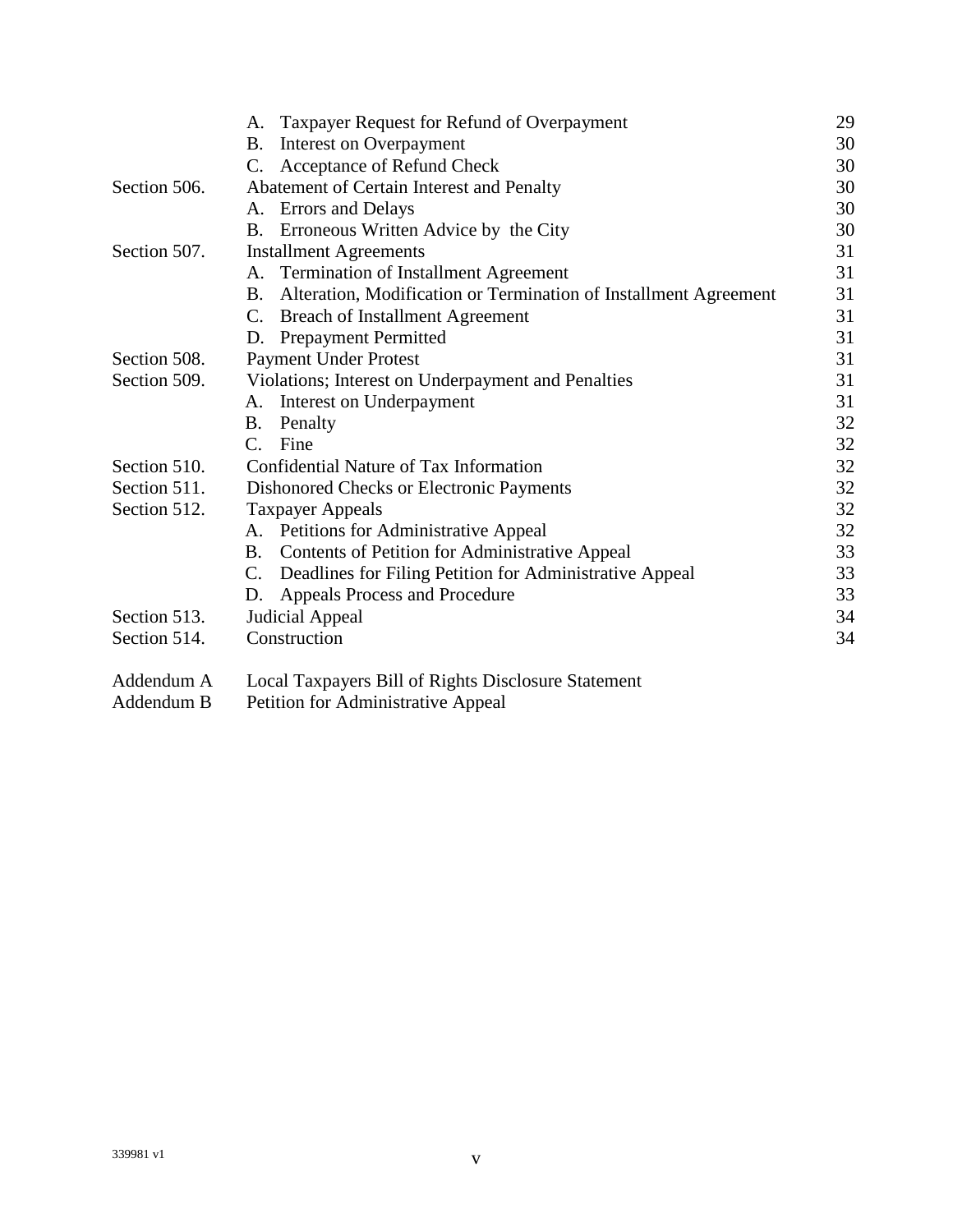| | | |
|---|---|---|
| | A. Taxpayer Request for Refund of Overpayment | 29 |
| | B. Interest on Overpayment | 30 |
| | C. Acceptance of Refund Check | 30 |
| Section 506. | Abatement of Certain Interest and Penalty | 30 |
| | A. Errors and Delays | 30 |
| | B. Erroneous Written Advice by the City | 30 |
| Section 507. | Installment Agreements | 31 |
| | A. Termination of Installment Agreement | 31 |
| | B. Alteration, Modification or Termination of Installment Agreement | 31 |
| | C. Breach of Installment Agreement | 31 |
| | D. Prepayment Permitted | 31 |
| Section 508. | Payment Under Protest | 31 |
| Section 509. | Violations; Interest on Underpayment and Penalties | 31 |
| | A. Interest on Underpayment | 31 |
| | B. Penalty | 32 |
| | C. Fine | 32 |
| Section 510. | Confidential Nature of Tax Information | 32 |
| Section 511. | Dishonored Checks or Electronic Payments | 32 |
| Section 512. | Taxpayer Appeals | 32 |
| | A. Petitions for Administrative Appeal | 32 |
| | B. Contents of Petition for Administrative Appeal | 33 |
| | C. Deadlines for Filing Petition for Administrative Appeal | 33 |
| | D. Appeals Process and Procedure | 33 |
| Section 513. | Judicial Appeal | 34 |
| Section 514. | Construction | 34 |
| | | |
| Addendum A | Local Taxpayers Bill of Rights Disclosure Statement | |
| Addendum B | Petition for Administrative Appeal | |

339981 v1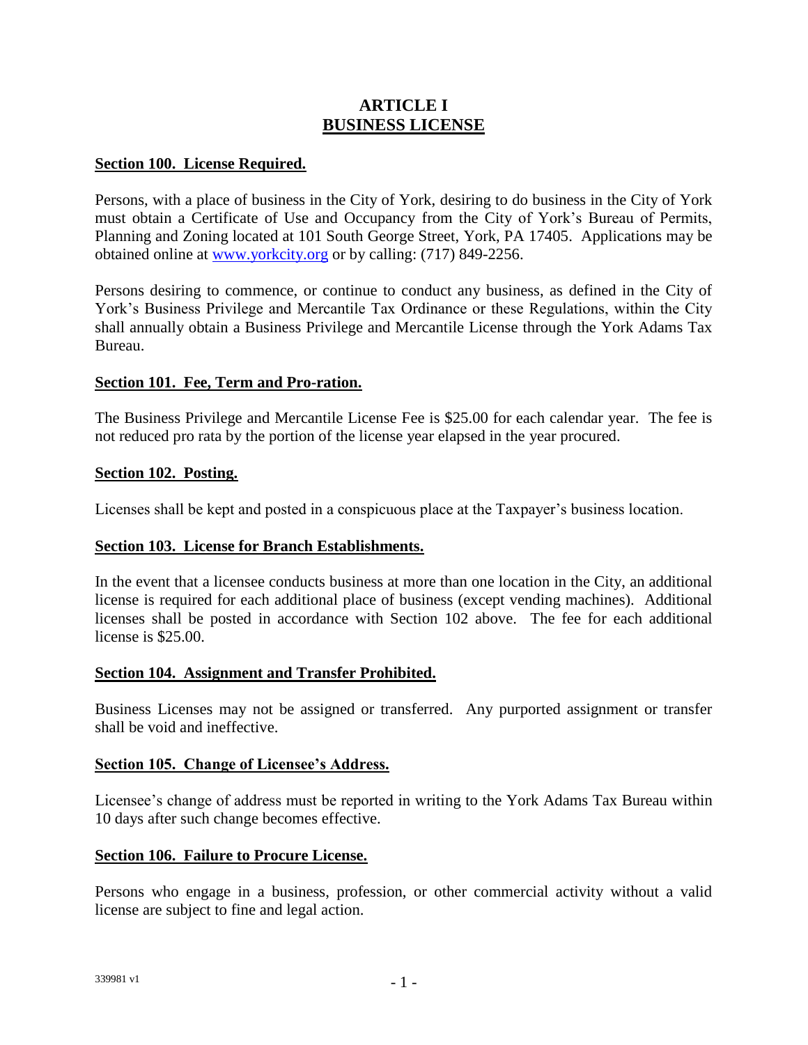# ARTICLE I
# BUSINESS LICENSE

**Section 100. License Required.**

Persons, with a place of business in the City of York, desiring to do business in the City of York must obtain a Certificate of Use and Occupancy from the City of York's Bureau of Permits, Planning and Zoning located at 101 South George Street, York, PA 17405. Applications may be obtained online at www.yorkcity.org or by calling: (717) 849-2256.

Persons desiring to commence, or continue to conduct any business, as defined in the City of York's Business Privilege and Mercantile Tax Ordinance or these Regulations, within the City shall annually obtain a Business Privilege and Mercantile License through the York Adams Tax Bureau.

**Section 101. Fee, Term and Pro-ration.**

The Business Privilege and Mercantile License Fee is $25.00 for each calendar year. The fee is not reduced pro rata by the portion of the license year elapsed in the year procured.

**Section 102. Posting.**

Licenses shall be kept and posted in a conspicuous place at the Taxpayer's business location.

**Section 103. License for Branch Establishments.**

In the event that a licensee conducts business at more than one location in the City, an additional license is required for each additional place of business (except vending machines). Additional licenses shall be posted in accordance with Section 102 above. The fee for each additional license is $25.00.

**Section 104. Assignment and Transfer Prohibited.**

Business Licenses may not be assigned or transferred. Any purported assignment or transfer shall be void and ineffective.

**Section 105. Change of Licensee's Address.**

Licensee's change of address must be reported in writing to the York Adams Tax Bureau within 10 days after such change becomes effective.

**Section 106. Failure to Procure License.**

Persons who engage in a business, profession, or other commercial activity without a valid license are subject to fine and legal action.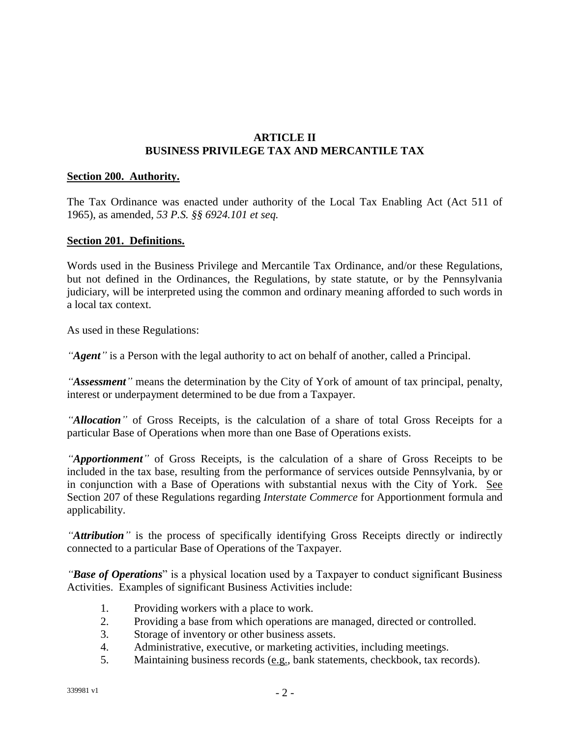# ARTICLE II
# BUSINESS PRIVILEGE TAX AND MERCANTILE TAX

## Section 200. Authority.

The Tax Ordinance was enacted under authority of the Local Tax Enabling Act (Act 511 of 1965), as amended, *53 P.S. §§ 6924.101 et seq.*

## Section 201. Definitions.

Words used in the Business Privilege and Mercantile Tax Ordinance, and/or these Regulations, but not defined in the Ordinances, the Regulations, by state statute, or by the Pennsylvania judiciary, will be interpreted using the common and ordinary meaning afforded to such words in a local tax context.

As used in these Regulations:

*"**Agent**"* is a Person with the legal authority to act on behalf of another, called a Principal.

*"**Assessment**"* means the determination by the City of York of amount of tax principal, penalty, interest or underpayment determined to be due from a Taxpayer.

*"**Allocation**"* of Gross Receipts, is the calculation of a share of total Gross Receipts for a particular Base of Operations when more than one Base of Operations exists.

*"**Apportionment**"* of Gross Receipts, is the calculation of a share of Gross Receipts to be included in the tax base, resulting from the performance of services outside Pennsylvania, by or in conjunction with a Base of Operations with substantial nexus with the City of York. See Section 207 of these Regulations regarding *Interstate Commerce* for Apportionment formula and applicability.

*"**Attribution**"* is the process of specifically identifying Gross Receipts directly or indirectly connected to a particular Base of Operations of the Taxpayer.

*"**Base of Operations**"* is a physical location used by a Taxpayer to conduct significant Business Activities. Examples of significant Business Activities include:

1. Providing workers with a place to work.
2. Providing a base from which operations are managed, directed or controlled.
3. Storage of inventory or other business assets.
4. Administrative, executive, or marketing activities, including meetings.
5. Maintaining business records (e.g., bank statements, checkbook, tax records).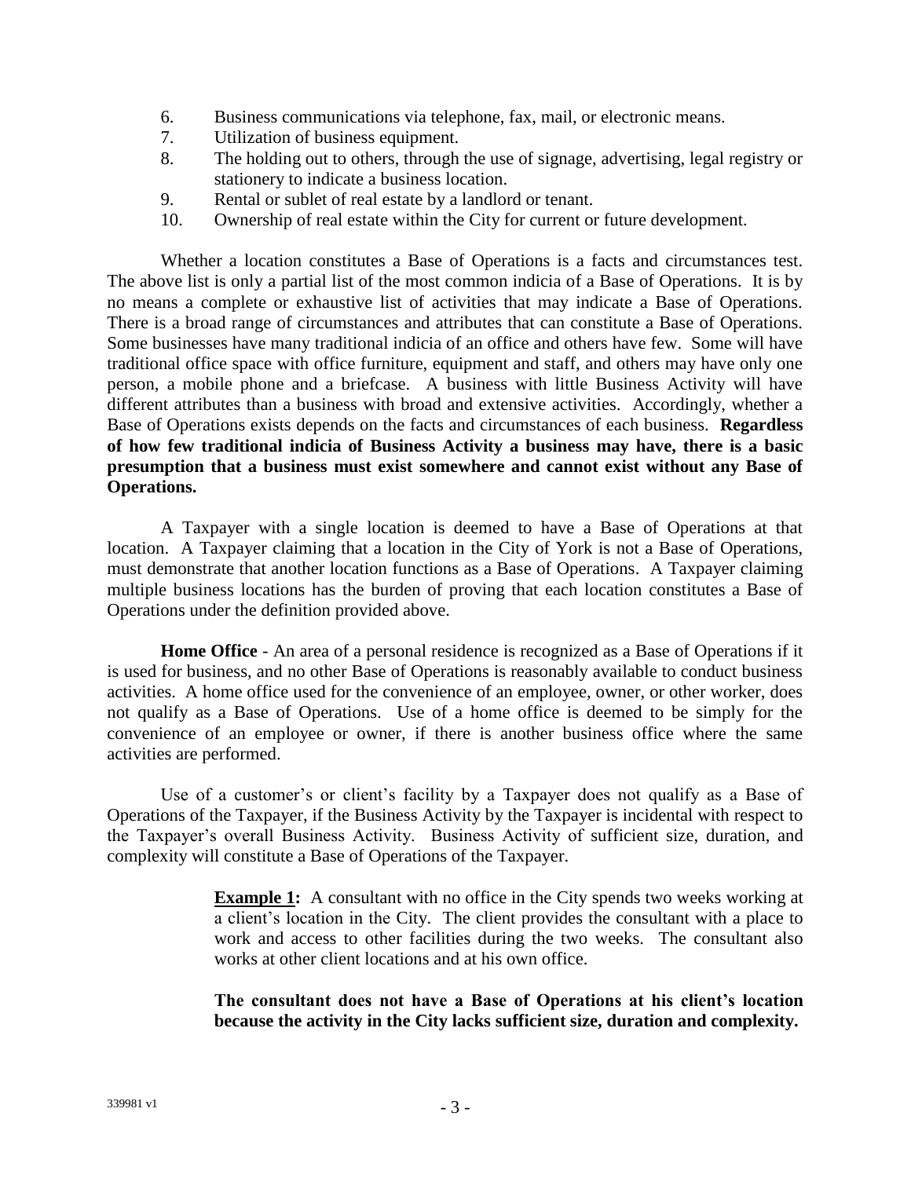6. Business communications via telephone, fax, mail, or electronic means.
7. Utilization of business equipment.
8. The holding out to others, through the use of signage, advertising, legal registry or stationery to indicate a business location.
9. Rental or sublet of real estate by a landlord or tenant.
10. Ownership of real estate within the City for current or future development.

Whether a location constitutes a Base of Operations is a facts and circumstances test. The above list is only a partial list of the most common indicia of a Base of Operations. It is by no means a complete or exhaustive list of activities that may indicate a Base of Operations. There is a broad range of circumstances and attributes that can constitute a Base of Operations. Some businesses have many traditional indicia of an office and others have few. Some will have traditional office space with office furniture, equipment and staff, and others may have only one person, a mobile phone and a briefcase. A business with little Business Activity will have different attributes than a business with broad and extensive activities. Accordingly, whether a Base of Operations exists depends on the facts and circumstances of each business. **Regardless of how few traditional indicia of Business Activity a business may have, there is a basic presumption that a business must exist somewhere and cannot exist without any Base of Operations.**

A Taxpayer with a single location is deemed to have a Base of Operations at that location. A Taxpayer claiming that a location in the City of York is not a Base of Operations, must demonstrate that another location functions as a Base of Operations. A Taxpayer claiming multiple business locations has the burden of proving that each location constitutes a Base of Operations under the definition provided above.

**Home Office** - An area of a personal residence is recognized as a Base of Operations if it is used for business, and no other Base of Operations is reasonably available to conduct business activities. A home office used for the convenience of an employee, owner, or other worker, does not qualify as a Base of Operations. Use of a home office is deemed to be simply for the convenience of an employee or owner, if there is another business office where the same activities are performed.

Use of a customer's or client's facility by a Taxpayer does not qualify as a Base of Operations of the Taxpayer, if the Business Activity by the Taxpayer is incidental with respect to the Taxpayer's overall Business Activity. Business Activity of sufficient size, duration, and complexity will constitute a Base of Operations of the Taxpayer.

> **Example 1:** A consultant with no office in the City spends two weeks working at a client's location in the City. The client provides the consultant with a place to work and access to other facilities during the two weeks. The consultant also works at other client locations and at his own office.
>
> **The consultant does not have a Base of Operations at his client's location because the activity in the City lacks sufficient size, duration and complexity.**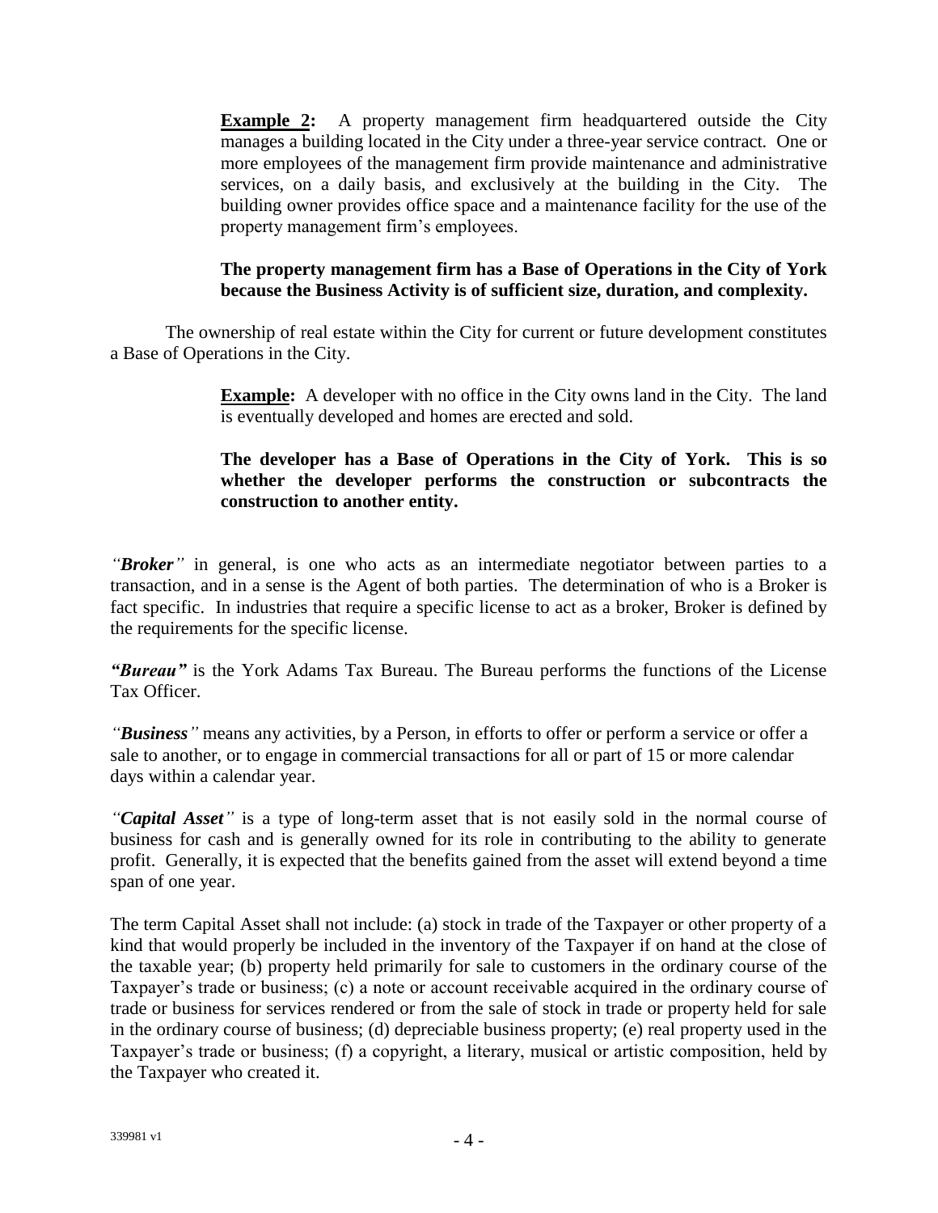**Example 2:** A property management firm headquartered outside the City manages a building located in the City under a three-year service contract. One or more employees of the management firm provide maintenance and administrative services, on a daily basis, and exclusively at the building in the City. The building owner provides office space and a maintenance facility for the use of the property management firm's employees.

**The property management firm has a Base of Operations in the City of York because the Business Activity is of sufficient size, duration, and complexity.**

The ownership of real estate within the City for current or future development constitutes a Base of Operations in the City.

**Example:** A developer with no office in the City owns land in the City. The land is eventually developed and homes are erected and sold.

**The developer has a Base of Operations in the City of York. This is so whether the developer performs the construction or subcontracts the construction to another entity.**

*"**Broker**"* in general, is one who acts as an intermediate negotiator between parties to a transaction, and in a sense is the Agent of both parties. The determination of who is a Broker is fact specific. In industries that require a specific license to act as a broker, Broker is defined by the requirements for the specific license.

***"Bureau"*** is the York Adams Tax Bureau. The Bureau performs the functions of the License Tax Officer.

*"**Business**"* means any activities, by a Person, in efforts to offer or perform a service or offer a sale to another, or to engage in commercial transactions for all or part of 15 or more calendar days within a calendar year.

*"**Capital Asset**"* is a type of long-term asset that is not easily sold in the normal course of business for cash and is generally owned for its role in contributing to the ability to generate profit. Generally, it is expected that the benefits gained from the asset will extend beyond a time span of one year.

The term Capital Asset shall not include: (a) stock in trade of the Taxpayer or other property of a kind that would properly be included in the inventory of the Taxpayer if on hand at the close of the taxable year; (b) property held primarily for sale to customers in the ordinary course of the Taxpayer's trade or business; (c) a note or account receivable acquired in the ordinary course of trade or business for services rendered or from the sale of stock in trade or property held for sale in the ordinary course of business; (d) depreciable business property; (e) real property used in the Taxpayer's trade or business; (f) a copyright, a literary, musical or artistic composition, held by the Taxpayer who created it.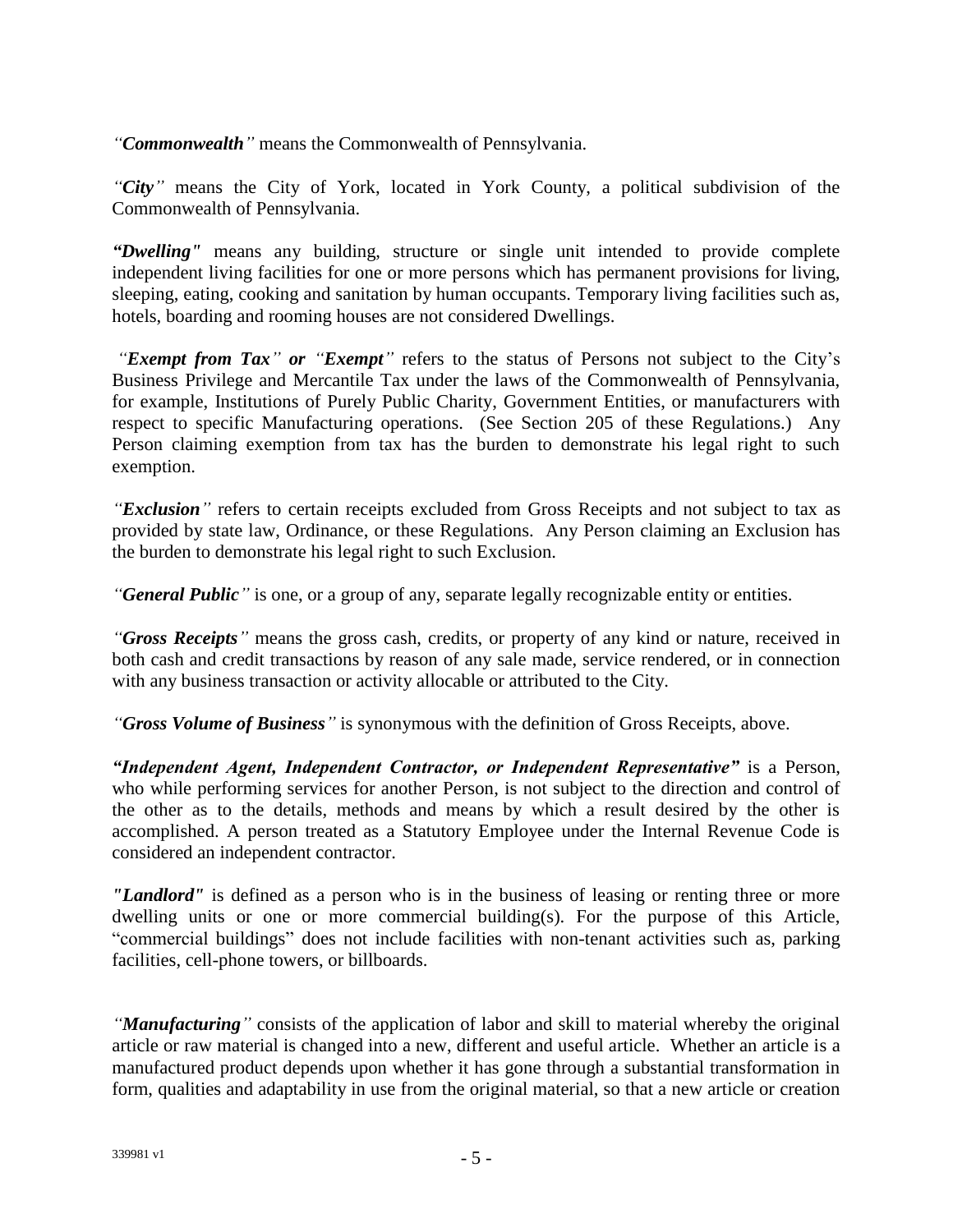*"**Commonwealth**"* means the Commonwealth of Pennsylvania.

*"**City**"* means the City of York, located in York County, a political subdivision of the Commonwealth of Pennsylvania.

***"Dwelling"*** means any building, structure or single unit intended to provide complete independent living facilities for one or more persons which has permanent provisions for living, sleeping, eating, cooking and sanitation by human occupants. Temporary living facilities such as, hotels, boarding and rooming houses are not considered Dwellings.

*"**Exempt from Tax**" **or** "**Exempt**"* refers to the status of Persons not subject to the City's Business Privilege and Mercantile Tax under the laws of the Commonwealth of Pennsylvania, for example, Institutions of Purely Public Charity, Government Entities, or manufacturers with respect to specific Manufacturing operations. (See Section 205 of these Regulations.) Any Person claiming exemption from tax has the burden to demonstrate his legal right to such exemption.

*"**Exclusion**"* refers to certain receipts excluded from Gross Receipts and not subject to tax as provided by state law, Ordinance, or these Regulations. Any Person claiming an Exclusion has the burden to demonstrate his legal right to such Exclusion.

*"**General Public**"* is one, or a group of any, separate legally recognizable entity or entities.

*"**Gross Receipts**"* means the gross cash, credits, or property of any kind or nature, received in both cash and credit transactions by reason of any sale made, service rendered, or in connection with any business transaction or activity allocable or attributed to the City.

*"**Gross Volume of Business**"* is synonymous with the definition of Gross Receipts, above.

***"Independent Agent, Independent Contractor, or Independent Representative"*** is a Person, who while performing services for another Person, is not subject to the direction and control of the other as to the details, methods and means by which a result desired by the other is accomplished. A person treated as a Statutory Employee under the Internal Revenue Code is considered an independent contractor.

***"Landlord"*** is defined as a person who is in the business of leasing or renting three or more dwelling units or one or more commercial building(s). For the purpose of this Article, "commercial buildings" does not include facilities with non-tenant activities such as, parking facilities, cell-phone towers, or billboards.

*"**Manufacturing**"* consists of the application of labor and skill to material whereby the original article or raw material is changed into a new, different and useful article. Whether an article is a manufactured product depends upon whether it has gone through a substantial transformation in form, qualities and adaptability in use from the original material, so that a new article or creation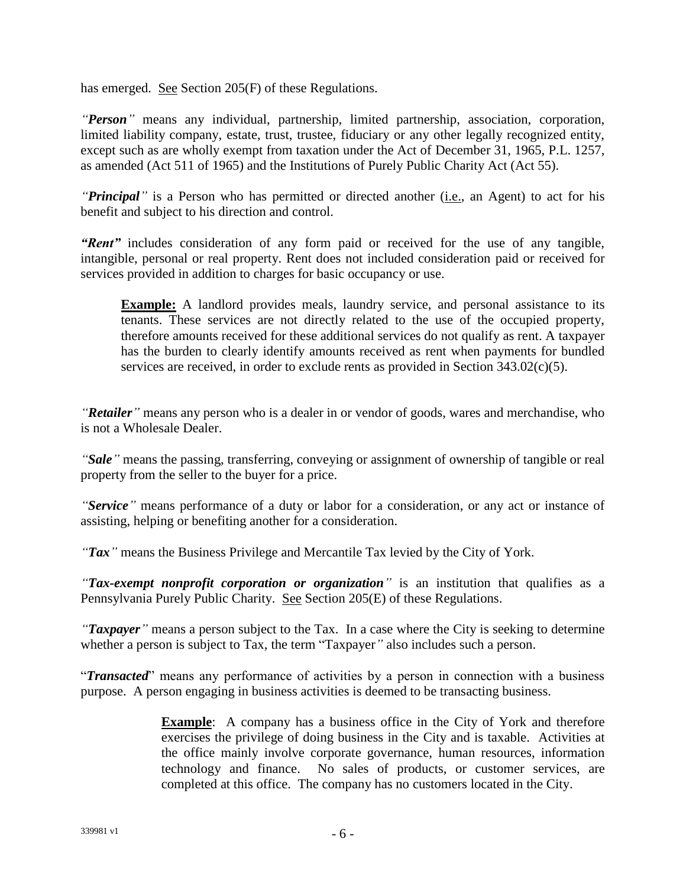has emerged. See Section 205(F) of these Regulations.

*"**Person**"* means any individual, partnership, limited partnership, association, corporation, limited liability company, estate, trust, trustee, fiduciary or any other legally recognized entity, except such as are wholly exempt from taxation under the Act of December 31, 1965, P.L. 1257, as amended (Act 511 of 1965) and the Institutions of Purely Public Charity Act (Act 55).

*"**Principal**"* is a Person who has permitted or directed another (i.e., an Agent) to act for his benefit and subject to his direction and control.

***"Rent"*** includes consideration of any form paid or received for the use of any tangible, intangible, personal or real property. Rent does not included consideration paid or received for services provided in addition to charges for basic occupancy or use.

> **Example:** A landlord provides meals, laundry service, and personal assistance to its tenants. These services are not directly related to the use of the occupied property, therefore amounts received for these additional services do not qualify as rent. A taxpayer has the burden to clearly identify amounts received as rent when payments for bundled services are received, in order to exclude rents as provided in Section 343.02(c)(5).

*"**Retailer**"* means any person who is a dealer in or vendor of goods, wares and merchandise, who is not a Wholesale Dealer.

*"**Sale**"* means the passing, transferring, conveying or assignment of ownership of tangible or real property from the seller to the buyer for a price.

*"**Service**"* means performance of a duty or labor for a consideration, or any act or instance of assisting, helping or benefiting another for a consideration.

*"**Tax**"* means the Business Privilege and Mercantile Tax levied by the City of York.

*"**Tax-exempt nonprofit corporation or organization**"* is an institution that qualifies as a Pennsylvania Purely Public Charity. See Section 205(E) of these Regulations.

*"**Taxpayer**"* means a person subject to the Tax. In a case where the City is seeking to determine whether a person is subject to Tax, the term "Taxpayer" also includes such a person.

"***Transacted***" means any performance of activities by a person in connection with a business purpose. A person engaging in business activities is deemed to be transacting business.

> **Example**: A company has a business office in the City of York and therefore exercises the privilege of doing business in the City and is taxable. Activities at the office mainly involve corporate governance, human resources, information technology and finance. No sales of products, or customer services, are completed at this office. The company has no customers located in the City.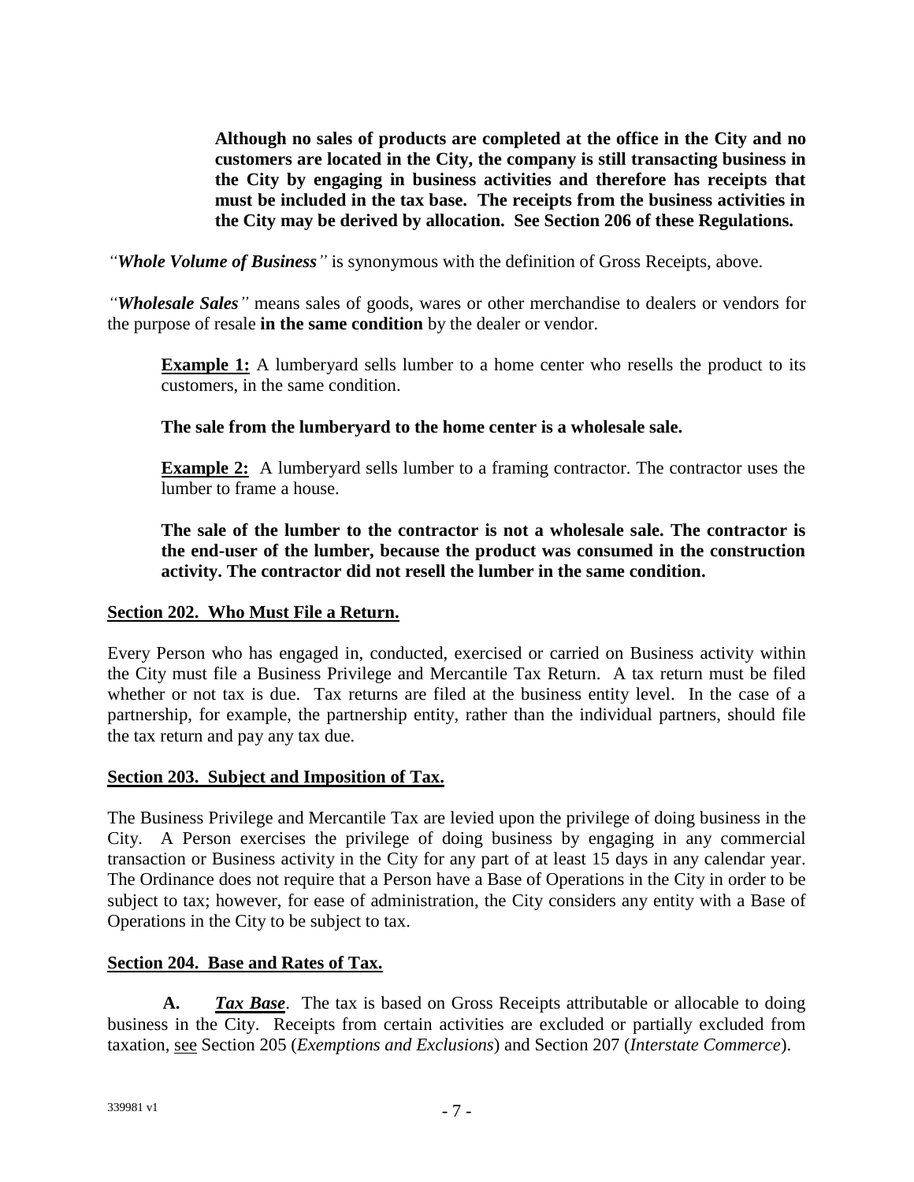**Although no sales of products are completed at the office in the City and no customers are located in the City, the company is still transacting business in the City by engaging in business activities and therefore has receipts that must be included in the tax base. The receipts from the business activities in the City may be derived by allocation. See Section 206 of these Regulations.**

*"**Whole Volume of Business**"* is synonymous with the definition of Gross Receipts, above.

*"**Wholesale Sales**"* means sales of goods, wares or other merchandise to dealers or vendors for the purpose of resale **in the same condition** by the dealer or vendor.

**Example 1:** A lumberyard sells lumber to a home center who resells the product to its customers, in the same condition.

**The sale from the lumberyard to the home center is a wholesale sale.**

**Example 2:** A lumberyard sells lumber to a framing contractor. The contractor uses the lumber to frame a house.

**The sale of the lumber to the contractor is not a wholesale sale. The contractor is the end-user of the lumber, because the product was consumed in the construction activity. The contractor did not resell the lumber in the same condition.**

## Section 202. Who Must File a Return.

Every Person who has engaged in, conducted, exercised or carried on Business activity within the City must file a Business Privilege and Mercantile Tax Return. A tax return must be filed whether or not tax is due. Tax returns are filed at the business entity level. In the case of a partnership, for example, the partnership entity, rather than the individual partners, should file the tax return and pay any tax due.

## Section 203. Subject and Imposition of Tax.

The Business Privilege and Mercantile Tax are levied upon the privilege of doing business in the City. A Person exercises the privilege of doing business by engaging in any commercial transaction or Business activity in the City for any part of at least 15 days in any calendar year. The Ordinance does not require that a Person have a Base of Operations in the City in order to be subject to tax; however, for ease of administration, the City considers any entity with a Base of Operations in the City to be subject to tax.

## Section 204. Base and Rates of Tax.

**A.** ***Tax Base***. The tax is based on Gross Receipts attributable or allocable to doing business in the City. Receipts from certain activities are excluded or partially excluded from taxation, see Section 205 (*Exemptions and Exclusions*) and Section 207 (*Interstate Commerce*).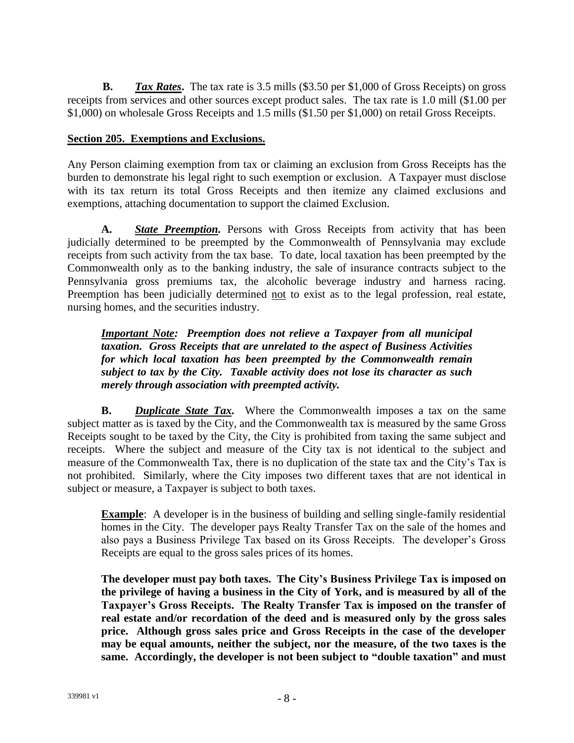**B.** ***Tax Rates*****.** The tax rate is 3.5 mills ($3.50 per $1,000 of Gross Receipts) on gross receipts from services and other sources except product sales. The tax rate is 1.0 mill ($1.00 per $1,000) on wholesale Gross Receipts and 1.5 mills ($1.50 per $1,000) on retail Gross Receipts.

**Section 205. Exemptions and Exclusions.**

Any Person claiming exemption from tax or claiming an exclusion from Gross Receipts has the burden to demonstrate his legal right to such exemption or exclusion. A Taxpayer must disclose with its tax return its total Gross Receipts and then itemize any claimed exclusions and exemptions, attaching documentation to support the claimed Exclusion.

**A.** ***State Preemption*****.** Persons with Gross Receipts from activity that has been judicially determined to be preempted by the Commonwealth of Pennsylvania may exclude receipts from such activity from the tax base. To date, local taxation has been preempted by the Commonwealth only as to the banking industry, the sale of insurance contracts subject to the Pennsylvania gross premiums tax, the alcoholic beverage industry and harness racing. Preemption has been judicially determined not to exist as to the legal profession, real estate, nursing homes, and the securities industry.

> ***Important Note: Preemption does not relieve a Taxpayer from all municipal taxation. Gross Receipts that are unrelated to the aspect of Business Activities for which local taxation has been preempted by the Commonwealth remain subject to tax by the City. Taxable activity does not lose its character as such merely through association with preempted activity.***

**B.** ***Duplicate State Tax*****.** Where the Commonwealth imposes a tax on the same subject matter as is taxed by the City, and the Commonwealth tax is measured by the same Gross Receipts sought to be taxed by the City, the City is prohibited from taxing the same subject and receipts. Where the subject and measure of the City tax is not identical to the subject and measure of the Commonwealth Tax, there is no duplication of the state tax and the City's Tax is not prohibited. Similarly, where the City imposes two different taxes that are not identical in subject or measure, a Taxpayer is subject to both taxes.

> **Example**: A developer is in the business of building and selling single-family residential homes in the City. The developer pays Realty Transfer Tax on the sale of the homes and also pays a Business Privilege Tax based on its Gross Receipts. The developer's Gross Receipts are equal to the gross sales prices of its homes.
>
> **The developer must pay both taxes. The City's Business Privilege Tax is imposed on the privilege of having a business in the City of York, and is measured by all of the Taxpayer's Gross Receipts. The Realty Transfer Tax is imposed on the transfer of real estate and/or recordation of the deed and is measured only by the gross sales price. Although gross sales price and Gross Receipts in the case of the developer may be equal amounts, neither the subject, nor the measure, of the two taxes is the same. Accordingly, the developer is not been subject to "double taxation" and must**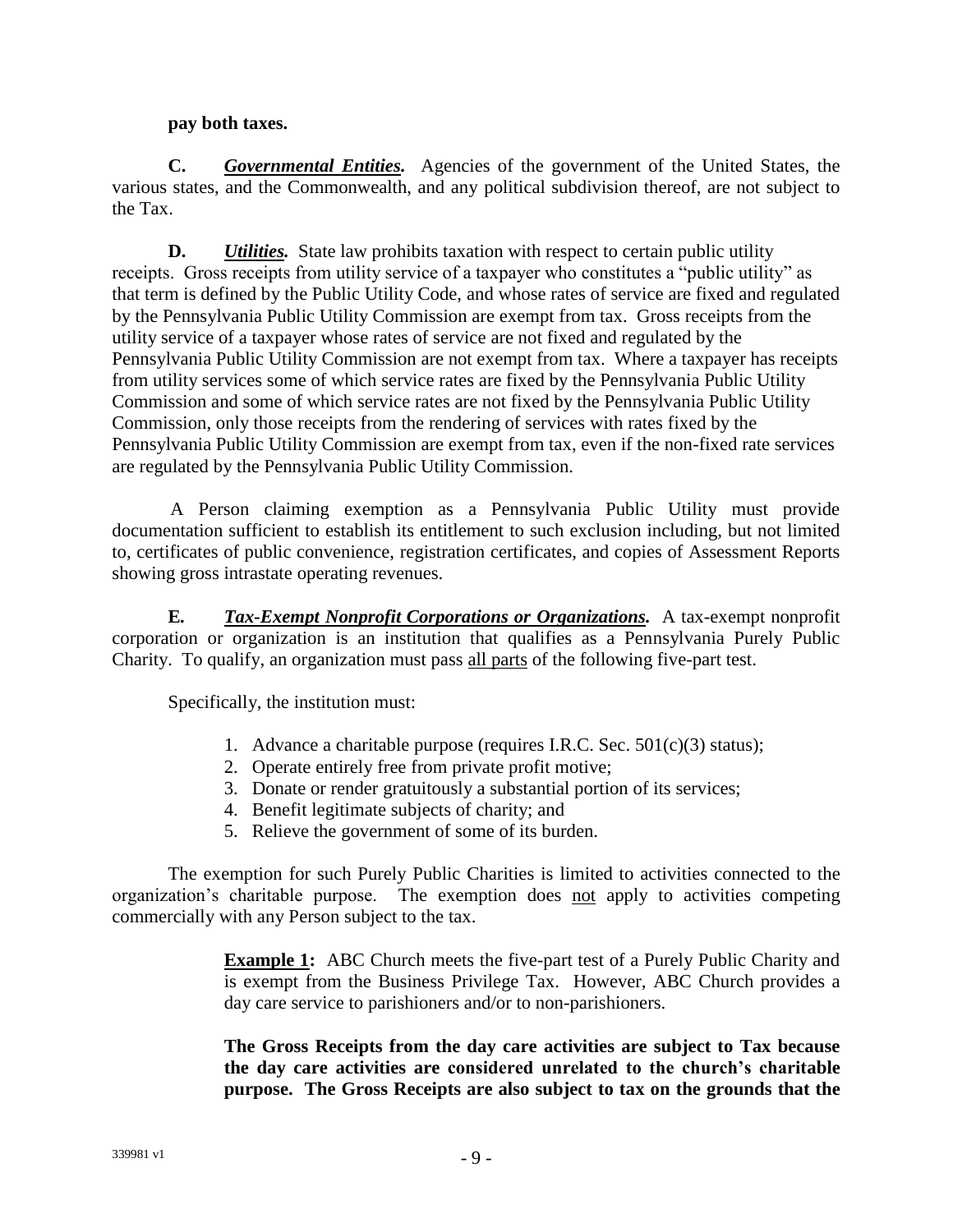**pay both taxes.**

**C.** ***Governmental Entities.*** Agencies of the government of the United States, the various states, and the Commonwealth, and any political subdivision thereof, are not subject to the Tax.

**D.** ***Utilities.*** State law prohibits taxation with respect to certain public utility receipts. Gross receipts from utility service of a taxpayer who constitutes a "public utility" as that term is defined by the Public Utility Code, and whose rates of service are fixed and regulated by the Pennsylvania Public Utility Commission are exempt from tax. Gross receipts from the utility service of a taxpayer whose rates of service are not fixed and regulated by the Pennsylvania Public Utility Commission are not exempt from tax. Where a taxpayer has receipts from utility services some of which service rates are fixed by the Pennsylvania Public Utility Commission and some of which service rates are not fixed by the Pennsylvania Public Utility Commission, only those receipts from the rendering of services with rates fixed by the Pennsylvania Public Utility Commission are exempt from tax, even if the non-fixed rate services are regulated by the Pennsylvania Public Utility Commission.

A Person claiming exemption as a Pennsylvania Public Utility must provide documentation sufficient to establish its entitlement to such exclusion including, but not limited to, certificates of public convenience, registration certificates, and copies of Assessment Reports showing gross intrastate operating revenues.

**E.** ***Tax-Exempt Nonprofit Corporations or Organizations.*** A tax-exempt nonprofit corporation or organization is an institution that qualifies as a Pennsylvania Purely Public Charity. To qualify, an organization must pass all parts of the following five-part test.

Specifically, the institution must:

1. Advance a charitable purpose (requires I.R.C. Sec. 501(c)(3) status);
2. Operate entirely free from private profit motive;
3. Donate or render gratuitously a substantial portion of its services;
4. Benefit legitimate subjects of charity; and
5. Relieve the government of some of its burden.

The exemption for such Purely Public Charities is limited to activities connected to the organization's charitable purpose. The exemption does not apply to activities competing commercially with any Person subject to the tax.

> **Example 1:** ABC Church meets the five-part test of a Purely Public Charity and is exempt from the Business Privilege Tax. However, ABC Church provides a day care service to parishioners and/or to non-parishioners.
>
> **The Gross Receipts from the day care activities are subject to Tax because the day care activities are considered unrelated to the church's charitable purpose. The Gross Receipts are also subject to tax on the grounds that the**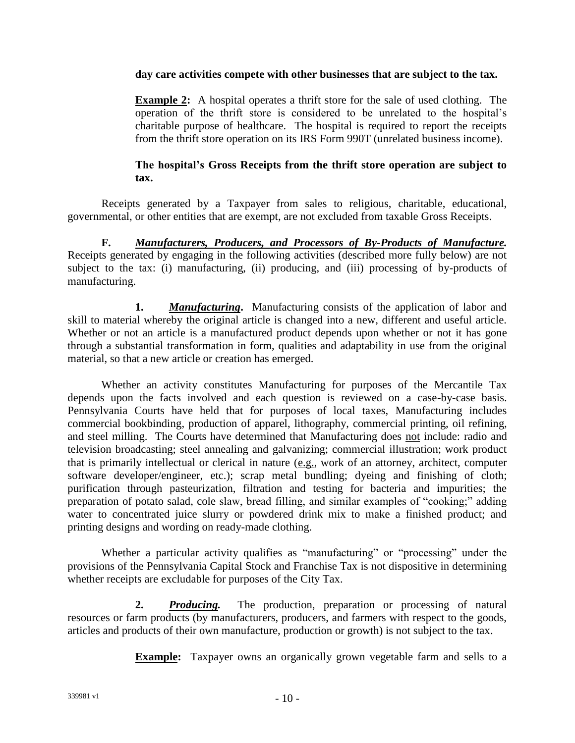**day care activities compete with other businesses that are subject to the tax.**

**Example 2:** A hospital operates a thrift store for the sale of used clothing. The operation of the thrift store is considered to be unrelated to the hospital's charitable purpose of healthcare. The hospital is required to report the receipts from the thrift store operation on its IRS Form 990T (unrelated business income).

**The hospital's Gross Receipts from the thrift store operation are subject to tax.**

Receipts generated by a Taxpayer from sales to religious, charitable, educational, governmental, or other entities that are exempt, are not excluded from taxable Gross Receipts.

**F.** ***Manufacturers, Producers, and Processors of By-Products of Manufacture.*** Receipts generated by engaging in the following activities (described more fully below) are not subject to the tax: (i) manufacturing, (ii) producing, and (iii) processing of by-products of manufacturing.

**1.** ***Manufacturing*.** Manufacturing consists of the application of labor and skill to material whereby the original article is changed into a new, different and useful article. Whether or not an article is a manufactured product depends upon whether or not it has gone through a substantial transformation in form, qualities and adaptability in use from the original material, so that a new article or creation has emerged.

Whether an activity constitutes Manufacturing for purposes of the Mercantile Tax depends upon the facts involved and each question is reviewed on a case-by-case basis. Pennsylvania Courts have held that for purposes of local taxes, Manufacturing includes commercial bookbinding, production of apparel, lithography, commercial printing, oil refining, and steel milling. The Courts have determined that Manufacturing does not include: radio and television broadcasting; steel annealing and galvanizing; commercial illustration; work product that is primarily intellectual or clerical in nature (e.g., work of an attorney, architect, computer software developer/engineer, etc.); scrap metal bundling; dyeing and finishing of cloth; purification through pasteurization, filtration and testing for bacteria and impurities; the preparation of potato salad, cole slaw, bread filling, and similar examples of "cooking;" adding water to concentrated juice slurry or powdered drink mix to make a finished product; and printing designs and wording on ready-made clothing.

Whether a particular activity qualifies as "manufacturing" or "processing" under the provisions of the Pennsylvania Capital Stock and Franchise Tax is not dispositive in determining whether receipts are excludable for purposes of the City Tax.

**2.** ***Producing.*** The production, preparation or processing of natural resources or farm products (by manufacturers, producers, and farmers with respect to the goods, articles and products of their own manufacture, production or growth) is not subject to the tax.

**Example:** Taxpayer owns an organically grown vegetable farm and sells to a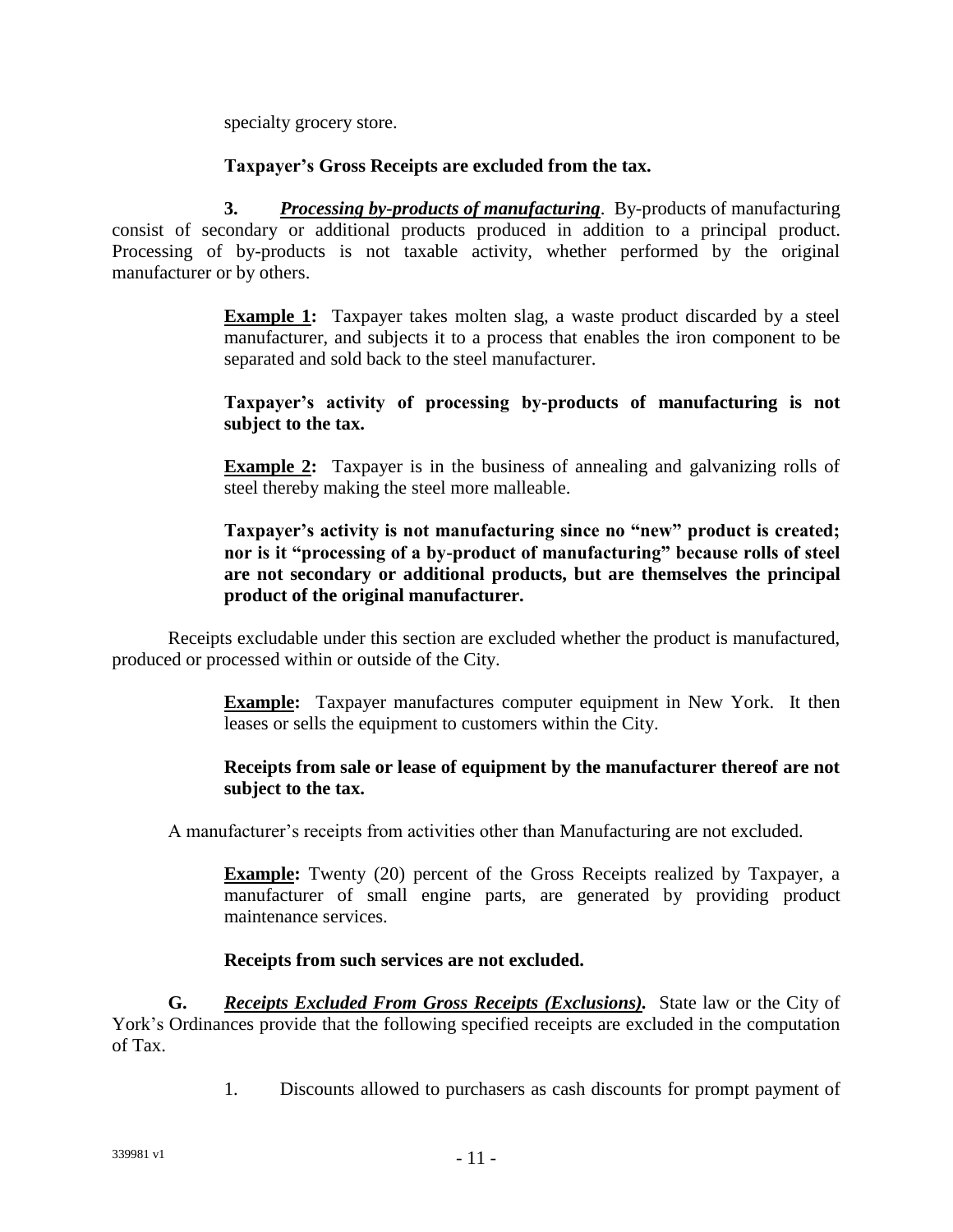specialty grocery store.

**Taxpayer's Gross Receipts are excluded from the tax.**

**3.** ***Processing by-products of manufacturing***. By-products of manufacturing consist of secondary or additional products produced in addition to a principal product. Processing of by-products is not taxable activity, whether performed by the original manufacturer or by others.

> **Example 1:** Taxpayer takes molten slag, a waste product discarded by a steel manufacturer, and subjects it to a process that enables the iron component to be separated and sold back to the steel manufacturer.
>
> **Taxpayer's activity of processing by-products of manufacturing is not subject to the tax.**
>
> **Example 2:** Taxpayer is in the business of annealing and galvanizing rolls of steel thereby making the steel more malleable.
>
> **Taxpayer's activity is not manufacturing since no "new" product is created; nor is it "processing of a by-product of manufacturing" because rolls of steel are not secondary or additional products, but are themselves the principal product of the original manufacturer.**

Receipts excludable under this section are excluded whether the product is manufactured, produced or processed within or outside of the City.

> **Example:** Taxpayer manufactures computer equipment in New York. It then leases or sells the equipment to customers within the City.
>
> **Receipts from sale or lease of equipment by the manufacturer thereof are not subject to the tax.**

A manufacturer's receipts from activities other than Manufacturing are not excluded.

> **Example:** Twenty (20) percent of the Gross Receipts realized by Taxpayer, a manufacturer of small engine parts, are generated by providing product maintenance services.
>
> **Receipts from such services are not excluded.**

**G.** ***Receipts Excluded From Gross Receipts (Exclusions).*** State law or the City of York's Ordinances provide that the following specified receipts are excluded in the computation of Tax.

1. Discounts allowed to purchasers as cash discounts for prompt payment of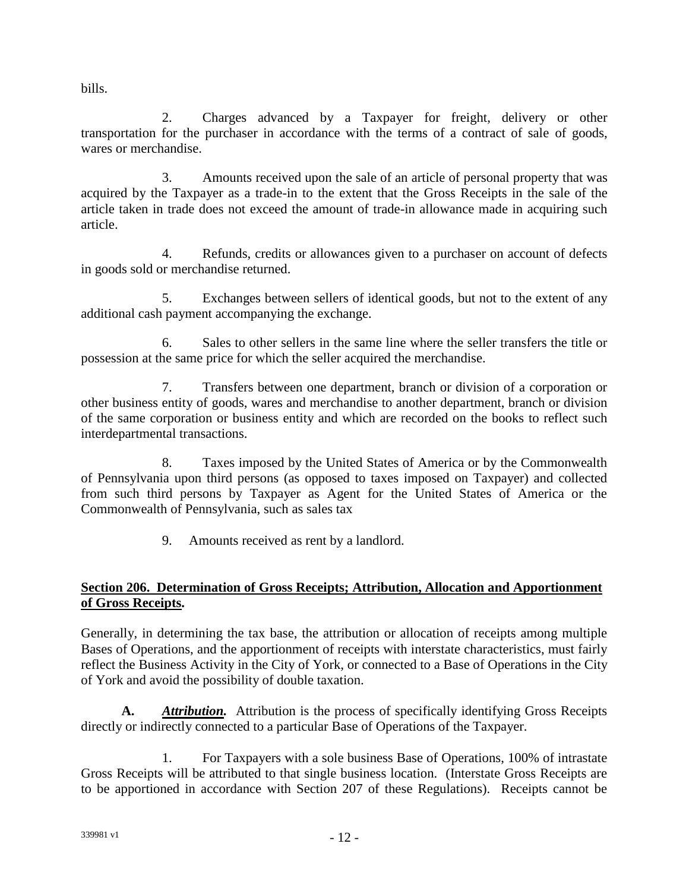bills.

2. Charges advanced by a Taxpayer for freight, delivery or other transportation for the purchaser in accordance with the terms of a contract of sale of goods, wares or merchandise.

3. Amounts received upon the sale of an article of personal property that was acquired by the Taxpayer as a trade-in to the extent that the Gross Receipts in the sale of the article taken in trade does not exceed the amount of trade-in allowance made in acquiring such article.

4. Refunds, credits or allowances given to a purchaser on account of defects in goods sold or merchandise returned.

5. Exchanges between sellers of identical goods, but not to the extent of any additional cash payment accompanying the exchange.

6. Sales to other sellers in the same line where the seller transfers the title or possession at the same price for which the seller acquired the merchandise.

7. Transfers between one department, branch or division of a corporation or other business entity of goods, wares and merchandise to another department, branch or division of the same corporation or business entity and which are recorded on the books to reflect such interdepartmental transactions.

8. Taxes imposed by the United States of America or by the Commonwealth of Pennsylvania upon third persons (as opposed to taxes imposed on Taxpayer) and collected from such third persons by Taxpayer as Agent for the United States of America or the Commonwealth of Pennsylvania, such as sales tax

9. Amounts received as rent by a landlord.

**Section 206. Determination of Gross Receipts; Attribution, Allocation and Apportionment of Gross Receipts.**

Generally, in determining the tax base, the attribution or allocation of receipts among multiple Bases of Operations, and the apportionment of receipts with interstate characteristics, must fairly reflect the Business Activity in the City of York, or connected to a Base of Operations in the City of York and avoid the possibility of double taxation.

**A.** ***Attribution.*** Attribution is the process of specifically identifying Gross Receipts directly or indirectly connected to a particular Base of Operations of the Taxpayer.

1. For Taxpayers with a sole business Base of Operations, 100% of intrastate Gross Receipts will be attributed to that single business location. (Interstate Gross Receipts are to be apportioned in accordance with Section 207 of these Regulations). Receipts cannot be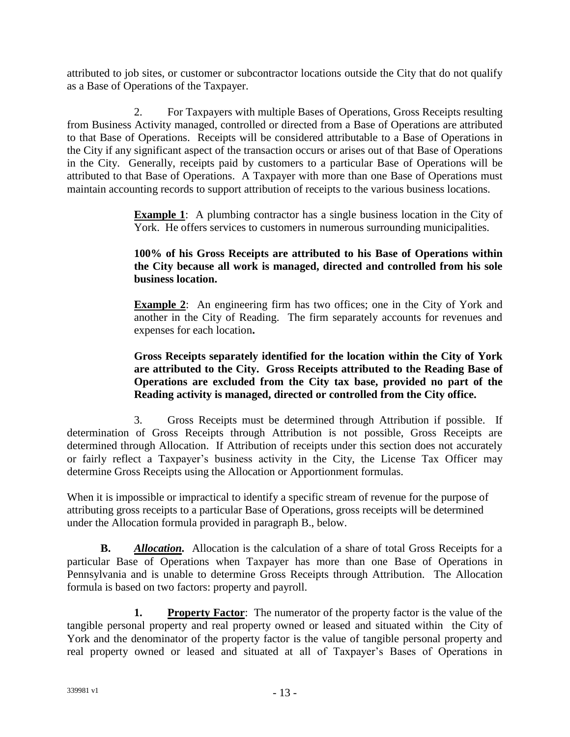attributed to job sites, or customer or subcontractor locations outside the City that do not qualify as a Base of Operations of the Taxpayer.

2. For Taxpayers with multiple Bases of Operations, Gross Receipts resulting from Business Activity managed, controlled or directed from a Base of Operations are attributed to that Base of Operations. Receipts will be considered attributable to a Base of Operations in the City if any significant aspect of the transaction occurs or arises out of that Base of Operations in the City. Generally, receipts paid by customers to a particular Base of Operations will be attributed to that Base of Operations. A Taxpayer with more than one Base of Operations must maintain accounting records to support attribution of receipts to the various business locations.

> **Example 1**: A plumbing contractor has a single business location in the City of York. He offers services to customers in numerous surrounding municipalities.
>
> **100% of his Gross Receipts are attributed to his Base of Operations within the City because all work is managed, directed and controlled from his sole business location.**
>
> **Example 2**: An engineering firm has two offices; one in the City of York and another in the City of Reading. The firm separately accounts for revenues and expenses for each location**.**
>
> **Gross Receipts separately identified for the location within the City of York are attributed to the City. Gross Receipts attributed to the Reading Base of Operations are excluded from the City tax base, provided no part of the Reading activity is managed, directed or controlled from the City office.**

3. Gross Receipts must be determined through Attribution if possible. If determination of Gross Receipts through Attribution is not possible, Gross Receipts are determined through Allocation. If Attribution of receipts under this section does not accurately or fairly reflect a Taxpayer's business activity in the City, the License Tax Officer may determine Gross Receipts using the Allocation or Apportionment formulas.

When it is impossible or impractical to identify a specific stream of revenue for the purpose of attributing gross receipts to a particular Base of Operations, gross receipts will be determined under the Allocation formula provided in paragraph B., below.

**B.** ***Allocation*.** Allocation is the calculation of a share of total Gross Receipts for a particular Base of Operations when Taxpayer has more than one Base of Operations in Pennsylvania and is unable to determine Gross Receipts through Attribution. The Allocation formula is based on two factors: property and payroll.

**1. Property Factor**: The numerator of the property factor is the value of the tangible personal property and real property owned or leased and situated within the City of York and the denominator of the property factor is the value of tangible personal property and real property owned or leased and situated at all of Taxpayer's Bases of Operations in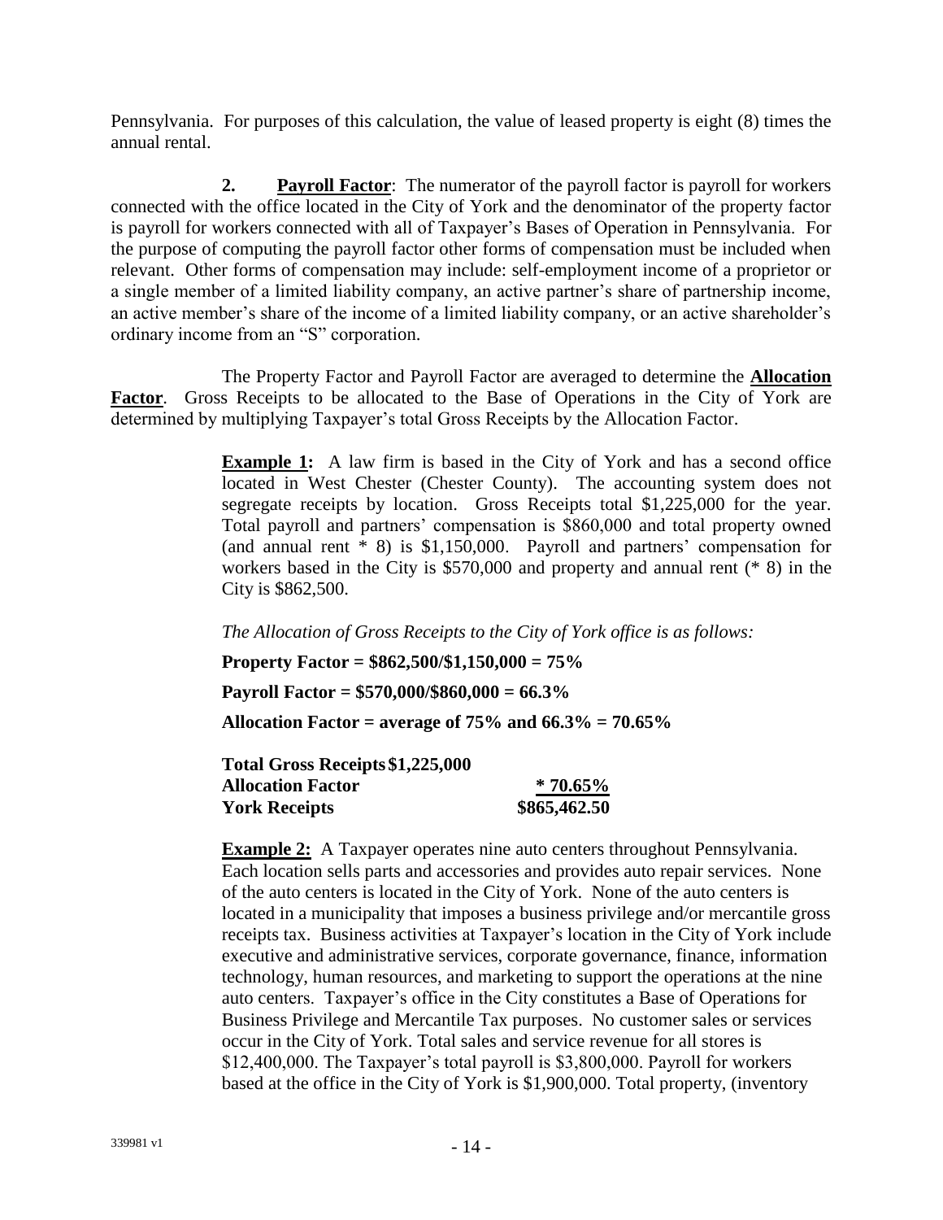Pennsylvania. For purposes of this calculation, the value of leased property is eight (8) times the annual rental.

**2. Payroll Factor**: The numerator of the payroll factor is payroll for workers connected with the office located in the City of York and the denominator of the property factor is payroll for workers connected with all of Taxpayer's Bases of Operation in Pennsylvania. For the purpose of computing the payroll factor other forms of compensation must be included when relevant. Other forms of compensation may include: self-employment income of a proprietor or a single member of a limited liability company, an active partner's share of partnership income, an active member's share of the income of a limited liability company, or an active shareholder's ordinary income from an "S" corporation.

The Property Factor and Payroll Factor are averaged to determine the **Allocation Factor**. Gross Receipts to be allocated to the Base of Operations in the City of York are determined by multiplying Taxpayer's total Gross Receipts by the Allocation Factor.

> **Example 1:** A law firm is based in the City of York and has a second office located in West Chester (Chester County). The accounting system does not segregate receipts by location. Gross Receipts total $1,225,000 for the year. Total payroll and partners' compensation is $860,000 and total property owned (and annual rent * 8) is $1,150,000. Payroll and partners' compensation for workers based in the City is $570,000 and property and annual rent (* 8) in the City is $862,500.
>
> *The Allocation of Gross Receipts to the City of York office is as follows:*
>
> **Property Factor = $862,500/$1,150,000 = 75%**
>
> **Payroll Factor = $570,000/$860,000 = 66.3%**
>
> **Allocation Factor = average of 75% and 66.3% = 70.65%**
>
> | | |
> |---|---|
> | **Total Gross Receipts** | **$1,225,000** |
> | **Allocation Factor** | **\* 70.65%** |
> | **York Receipts** | **$865,462.50** |
>
> **Example 2:** A Taxpayer operates nine auto centers throughout Pennsylvania. Each location sells parts and accessories and provides auto repair services. None of the auto centers is located in the City of York. None of the auto centers is located in a municipality that imposes a business privilege and/or mercantile gross receipts tax. Business activities at Taxpayer's location in the City of York include executive and administrative services, corporate governance, finance, information technology, human resources, and marketing to support the operations at the nine auto centers. Taxpayer's office in the City constitutes a Base of Operations for Business Privilege and Mercantile Tax purposes. No customer sales or services occur in the City of York. Total sales and service revenue for all stores is $12,400,000. The Taxpayer's total payroll is $3,800,000. Payroll for workers based at the office in the City of York is $1,900,000. Total property, (inventory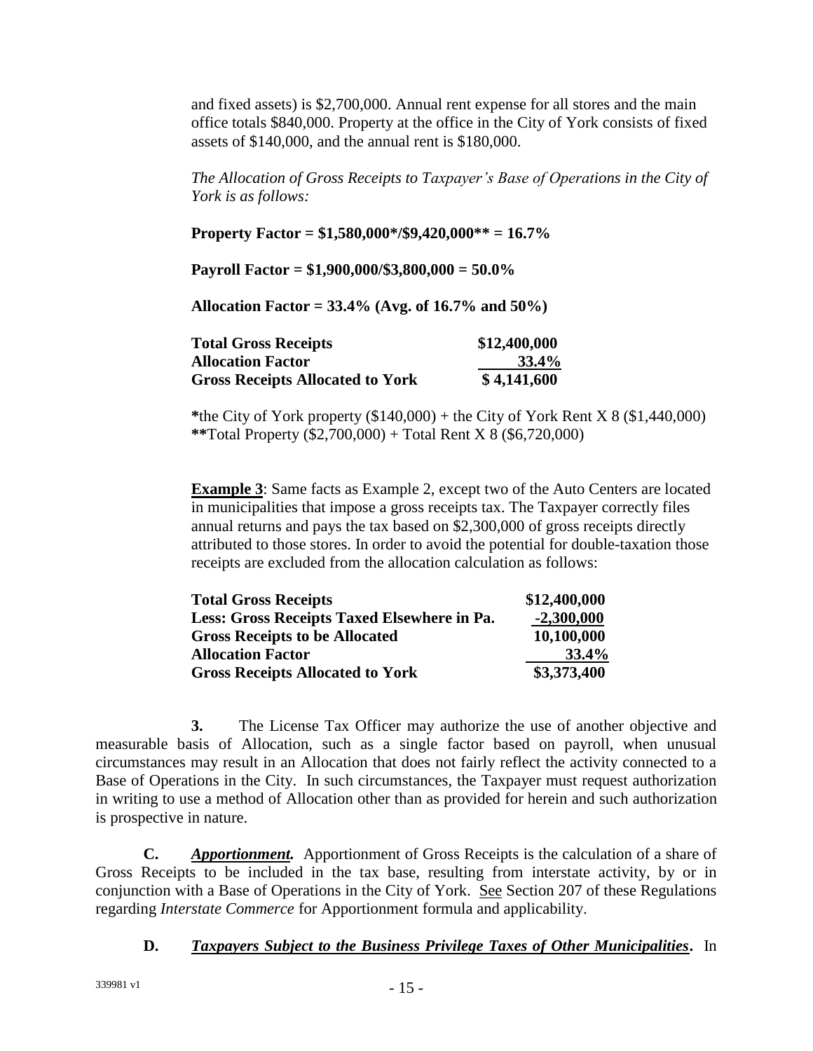and fixed assets) is \$2,700,000. Annual rent expense for all stores and the main office totals \$840,000. Property at the office in the City of York consists of fixed assets of \$140,000, and the annual rent is \$180,000.

*The Allocation of Gross Receipts to Taxpayer's Base of Operations in the City of York is as follows:*

**Property Factor = \$1,580,000\*/\$9,420,000\*\* = 16.7%**

**Payroll Factor = \$1,900,000/\$3,800,000 = 50.0%**

**Allocation Factor = 33.4% (Avg. of 16.7% and 50%)**

| | |
|---|---|
| **Total Gross Receipts** | **\$12,400,000** |
| **Allocation Factor** | **33.4%** |
| **Gross Receipts Allocated to York** | **\$ 4,141,600** |

**\***the City of York property (\$140,000) + the City of York Rent X 8 (\$1,440,000)
**\*\***Total Property (\$2,700,000) + Total Rent X 8 (\$6,720,000)

**Example 3**: Same facts as Example 2, except two of the Auto Centers are located in municipalities that impose a gross receipts tax. The Taxpayer correctly files annual returns and pays the tax based on \$2,300,000 of gross receipts directly attributed to those stores. In order to avoid the potential for double-taxation those receipts are excluded from the allocation calculation as follows:

| | |
|---|---|
| **Total Gross Receipts** | **\$12,400,000** |
| **Less: Gross Receipts Taxed Elsewhere in Pa.** | **-2,300,000** |
| **Gross Receipts to be Allocated** | **10,100,000** |
| **Allocation Factor** | **33.4%** |
| **Gross Receipts Allocated to York** | **\$3,373,400** |

**3.** The License Tax Officer may authorize the use of another objective and measurable basis of Allocation, such as a single factor based on payroll, when unusual circumstances may result in an Allocation that does not fairly reflect the activity connected to a Base of Operations in the City. In such circumstances, the Taxpayer must request authorization in writing to use a method of Allocation other than as provided for herein and such authorization is prospective in nature.

**C.** ***Apportionment.*** Apportionment of Gross Receipts is the calculation of a share of Gross Receipts to be included in the tax base, resulting from interstate activity, by or in conjunction with a Base of Operations in the City of York. See Section 207 of these Regulations regarding *Interstate Commerce* for Apportionment formula and applicability.

**D.** ***Taxpayers Subject to the Business Privilege Taxes of Other Municipalities*****.** In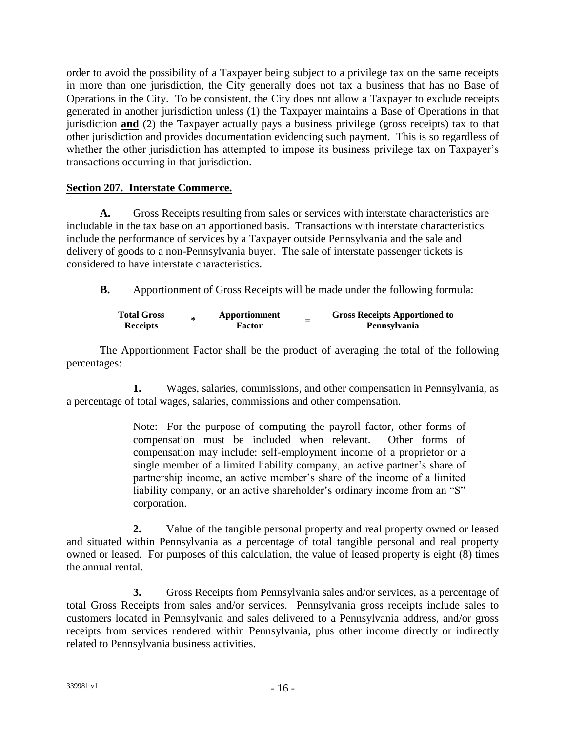order to avoid the possibility of a Taxpayer being subject to a privilege tax on the same receipts in more than one jurisdiction, the City generally does not tax a business that has no Base of Operations in the City. To be consistent, the City does not allow a Taxpayer to exclude receipts generated in another jurisdiction unless (1) the Taxpayer maintains a Base of Operations in that jurisdiction **and** (2) the Taxpayer actually pays a business privilege (gross receipts) tax to that other jurisdiction and provides documentation evidencing such payment. This is so regardless of whether the other jurisdiction has attempted to impose its business privilege tax on Taxpayer's transactions occurring in that jurisdiction.

**Section 207. Interstate Commerce.**

**A.** Gross Receipts resulting from sales or services with interstate characteristics are includable in the tax base on an apportioned basis. Transactions with interstate characteristics include the performance of services by a Taxpayer outside Pennsylvania and the sale and delivery of goods to a non-Pennsylvania buyer. The sale of interstate passenger tickets is considered to have interstate characteristics.

**B.** Apportionment of Gross Receipts will be made under the following formula:

| Total Gross Receipts | * | Apportionment Factor | = | Gross Receipts Apportioned to Pennsylvania |
|---|---|---|---|---|

The Apportionment Factor shall be the product of averaging the total of the following percentages:

**1.** Wages, salaries, commissions, and other compensation in Pennsylvania, as a percentage of total wages, salaries, commissions and other compensation.

> Note: For the purpose of computing the payroll factor, other forms of compensation must be included when relevant. Other forms of compensation may include: self-employment income of a proprietor or a single member of a limited liability company, an active partner's share of partnership income, an active member's share of the income of a limited liability company, or an active shareholder's ordinary income from an "S" corporation.

**2.** Value of the tangible personal property and real property owned or leased and situated within Pennsylvania as a percentage of total tangible personal and real property owned or leased. For purposes of this calculation, the value of leased property is eight (8) times the annual rental.

**3.** Gross Receipts from Pennsylvania sales and/or services, as a percentage of total Gross Receipts from sales and/or services. Pennsylvania gross receipts include sales to customers located in Pennsylvania and sales delivered to a Pennsylvania address, and/or gross receipts from services rendered within Pennsylvania, plus other income directly or indirectly related to Pennsylvania business activities.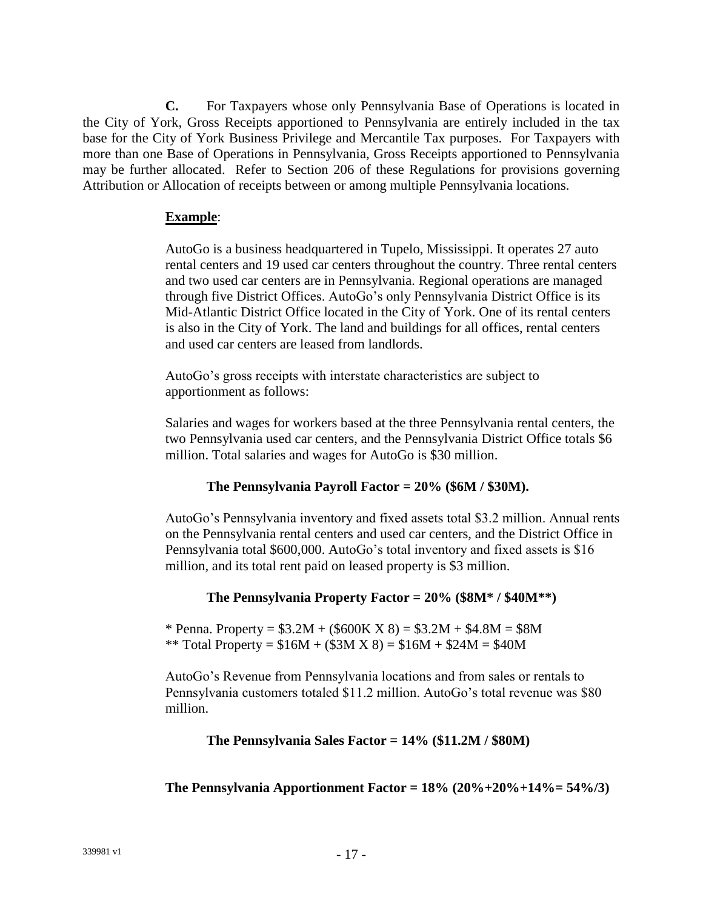**C.** For Taxpayers whose only Pennsylvania Base of Operations is located in the City of York, Gross Receipts apportioned to Pennsylvania are entirely included in the tax base for the City of York Business Privilege and Mercantile Tax purposes. For Taxpayers with more than one Base of Operations in Pennsylvania, Gross Receipts apportioned to Pennsylvania may be further allocated. Refer to Section 206 of these Regulations for provisions governing Attribution or Allocation of receipts between or among multiple Pennsylvania locations.

**Example**:

AutoGo is a business headquartered in Tupelo, Mississippi. It operates 27 auto rental centers and 19 used car centers throughout the country. Three rental centers and two used car centers are in Pennsylvania. Regional operations are managed through five District Offices. AutoGo's only Pennsylvania District Office is its Mid-Atlantic District Office located in the City of York. One of its rental centers is also in the City of York. The land and buildings for all offices, rental centers and used car centers are leased from landlords.

AutoGo's gross receipts with interstate characteristics are subject to apportionment as follows:

Salaries and wages for workers based at the three Pennsylvania rental centers, the two Pennsylvania used car centers, and the Pennsylvania District Office totals $6 million. Total salaries and wages for AutoGo is $30 million.

**The Pennsylvania Payroll Factor = 20% ($6M / $30M).**

AutoGo's Pennsylvania inventory and fixed assets total $3.2 million. Annual rents on the Pennsylvania rental centers and used car centers, and the District Office in Pennsylvania total $600,000. AutoGo's total inventory and fixed assets is $16 million, and its total rent paid on leased property is $3 million.

**The Pennsylvania Property Factor = 20% ($8M* / $40M**)**

\* Penna. Property = $3.2M + ($600K X 8) = $3.2M + $4.8M = $8M
\** Total Property = $16M + ($3M X 8) = $16M + $24M = $40M

AutoGo's Revenue from Pennsylvania locations and from sales or rentals to Pennsylvania customers totaled $11.2 million. AutoGo's total revenue was $80 million.

**The Pennsylvania Sales Factor = 14% ($11.2M / $80M)**

**The Pennsylvania Apportionment Factor = 18% (20%+20%+14%= 54%/3)**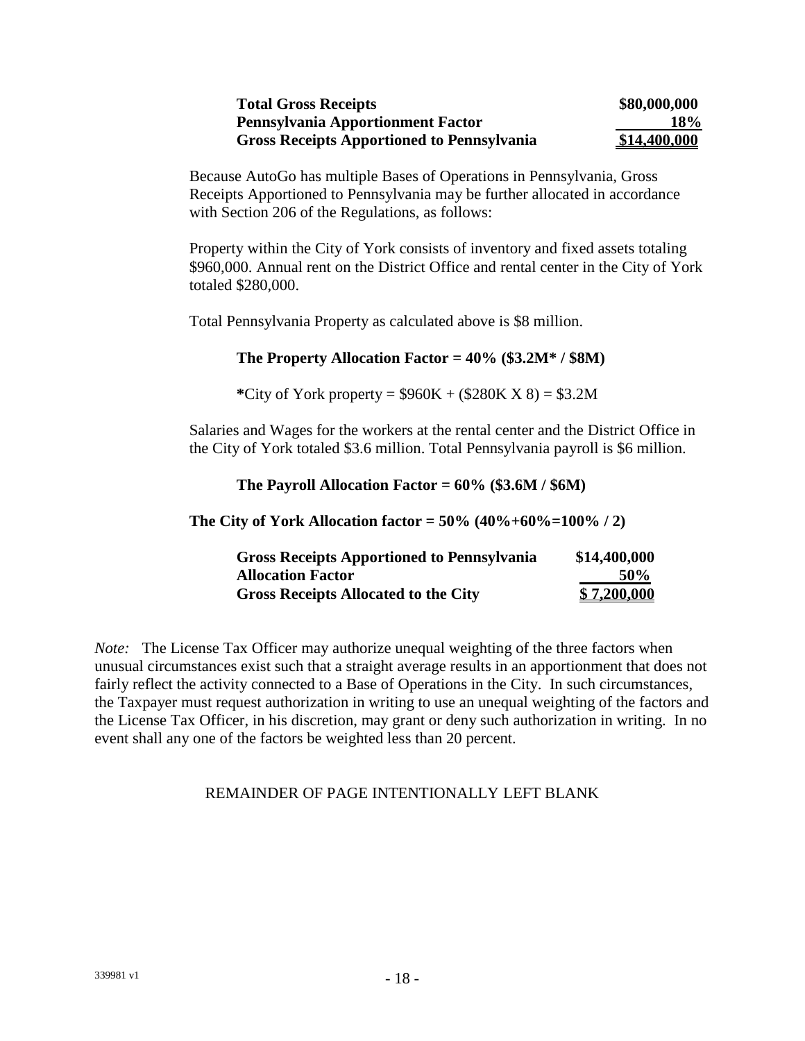| | |
|---|---|
| **Total Gross Receipts** | **\$80,000,000** |
| **Pennsylvania Apportionment Factor** | **18%** |
| **Gross Receipts Apportioned to Pennsylvania** | **\$14,400,000** |

Because AutoGo has multiple Bases of Operations in Pennsylvania, Gross Receipts Apportioned to Pennsylvania may be further allocated in accordance with Section 206 of the Regulations, as follows:

Property within the City of York consists of inventory and fixed assets totaling \$960,000. Annual rent on the District Office and rental center in the City of York totaled \$280,000.

Total Pennsylvania Property as calculated above is \$8 million.

**The Property Allocation Factor = 40% (\$3.2M* / \$8M)**

***City of York property = \$960K + (\$280K X 8) = \$3.2M**

Salaries and Wages for the workers at the rental center and the District Office in the City of York totaled \$3.6 million. Total Pennsylvania payroll is \$6 million.

**The Payroll Allocation Factor = 60% (\$3.6M / \$6M)**

**The City of York Allocation factor = 50% (40%+60%=100% / 2)**

| | |
|---|---|
| **Gross Receipts Apportioned to Pennsylvania** | **\$14,400,000** |
| **Allocation Factor** | **50%** |
| **Gross Receipts Allocated to the City** | **\$ 7,200,000** |

*Note:* The License Tax Officer may authorize unequal weighting of the three factors when unusual circumstances exist such that a straight average results in an apportionment that does not fairly reflect the activity connected to a Base of Operations in the City. In such circumstances, the Taxpayer must request authorization in writing to use an unequal weighting of the factors and the License Tax Officer, in his discretion, may grant or deny such authorization in writing. In no event shall any one of the factors be weighted less than 20 percent.

REMAINDER OF PAGE INTENTIONALLY LEFT BLANK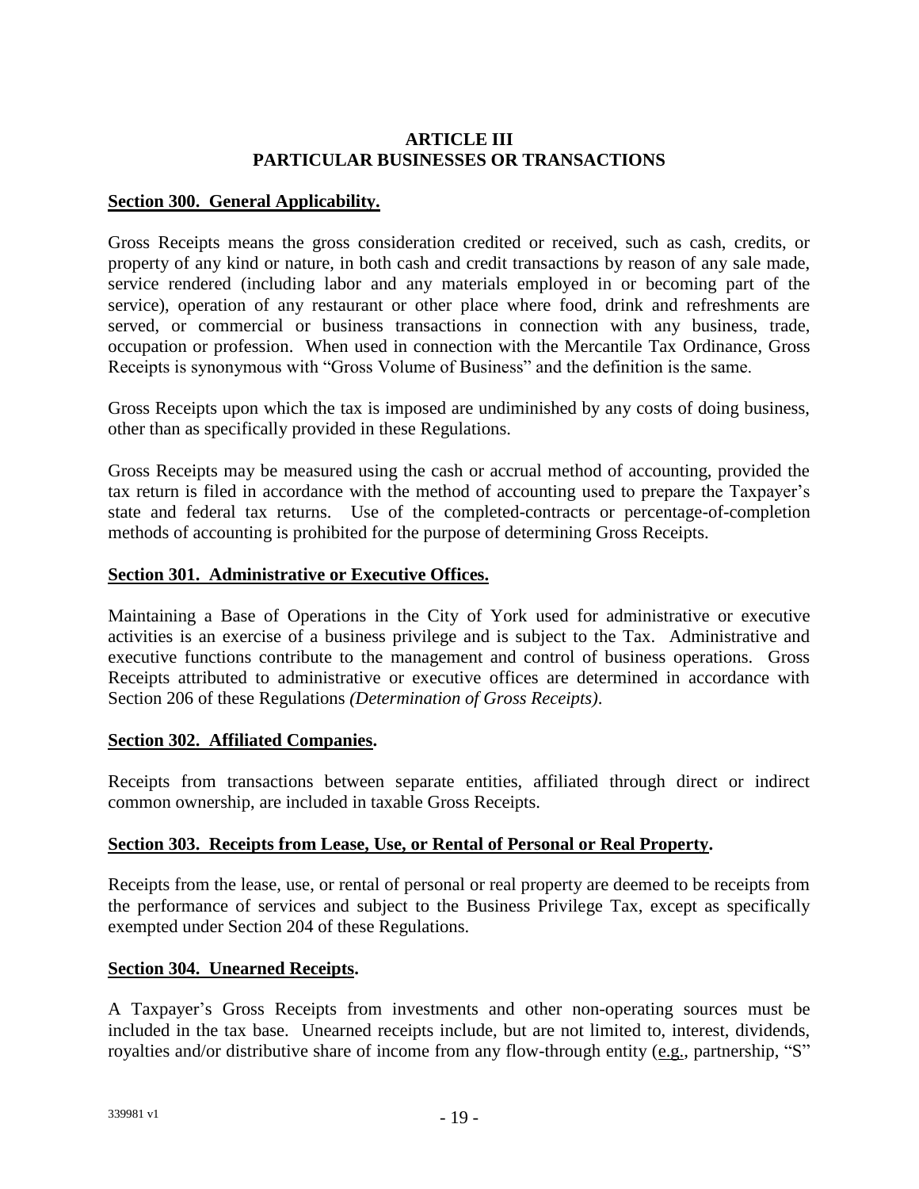# ARTICLE III
# PARTICULAR BUSINESSES OR TRANSACTIONS

**Section 300. General Applicability.**

Gross Receipts means the gross consideration credited or received, such as cash, credits, or property of any kind or nature, in both cash and credit transactions by reason of any sale made, service rendered (including labor and any materials employed in or becoming part of the service), operation of any restaurant or other place where food, drink and refreshments are served, or commercial or business transactions in connection with any business, trade, occupation or profession. When used in connection with the Mercantile Tax Ordinance, Gross Receipts is synonymous with "Gross Volume of Business" and the definition is the same.

Gross Receipts upon which the tax is imposed are undiminished by any costs of doing business, other than as specifically provided in these Regulations.

Gross Receipts may be measured using the cash or accrual method of accounting, provided the tax return is filed in accordance with the method of accounting used to prepare the Taxpayer's state and federal tax returns. Use of the completed-contracts or percentage-of-completion methods of accounting is prohibited for the purpose of determining Gross Receipts.

**Section 301. Administrative or Executive Offices.**

Maintaining a Base of Operations in the City of York used for administrative or executive activities is an exercise of a business privilege and is subject to the Tax. Administrative and executive functions contribute to the management and control of business operations. Gross Receipts attributed to administrative or executive offices are determined in accordance with Section 206 of these Regulations *(Determination of Gross Receipts)*.

**Section 302. Affiliated Companies.**

Receipts from transactions between separate entities, affiliated through direct or indirect common ownership, are included in taxable Gross Receipts.

**Section 303. Receipts from Lease, Use, or Rental of Personal or Real Property.**

Receipts from the lease, use, or rental of personal or real property are deemed to be receipts from the performance of services and subject to the Business Privilege Tax, except as specifically exempted under Section 204 of these Regulations.

**Section 304. Unearned Receipts.**

A Taxpayer's Gross Receipts from investments and other non-operating sources must be included in the tax base. Unearned receipts include, but are not limited to, interest, dividends, royalties and/or distributive share of income from any flow-through entity (e.g., partnership, "S"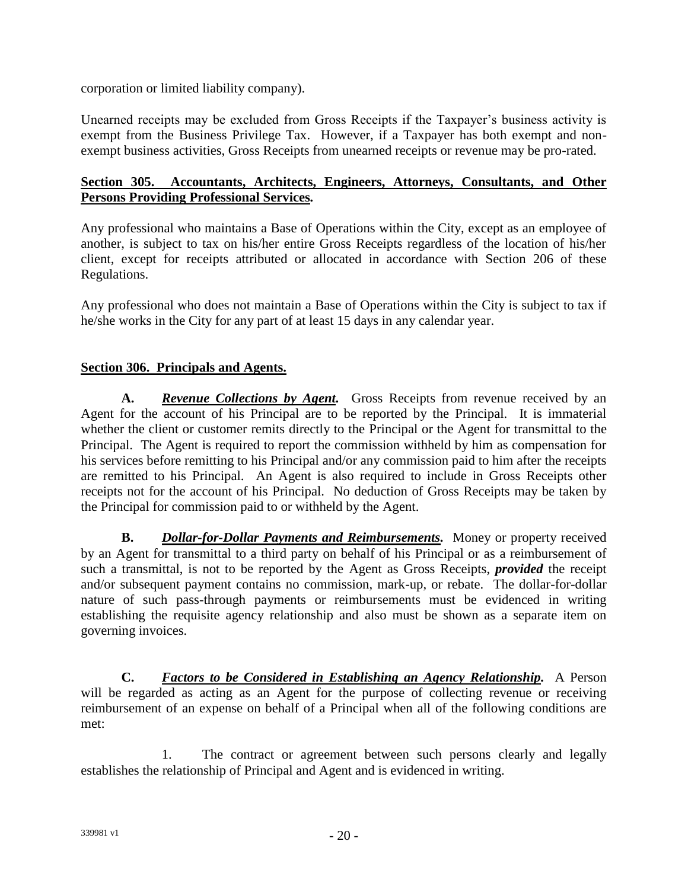corporation or limited liability company).

Unearned receipts may be excluded from Gross Receipts if the Taxpayer's business activity is exempt from the Business Privilege Tax. However, if a Taxpayer has both exempt and non-exempt business activities, Gross Receipts from unearned receipts or revenue may be pro-rated.

**Section 305. Accountants, Architects, Engineers, Attorneys, Consultants, and Other Persons Providing Professional Services.**

Any professional who maintains a Base of Operations within the City, except as an employee of another, is subject to tax on his/her entire Gross Receipts regardless of the location of his/her client, except for receipts attributed or allocated in accordance with Section 206 of these Regulations.

Any professional who does not maintain a Base of Operations within the City is subject to tax if he/she works in the City for any part of at least 15 days in any calendar year.

**Section 306. Principals and Agents.**

**A. *Revenue Collections by Agent.*** Gross Receipts from revenue received by an Agent for the account of his Principal are to be reported by the Principal. It is immaterial whether the client or customer remits directly to the Principal or the Agent for transmittal to the Principal. The Agent is required to report the commission withheld by him as compensation for his services before remitting to his Principal and/or any commission paid to him after the receipts are remitted to his Principal. An Agent is also required to include in Gross Receipts other receipts not for the account of his Principal. No deduction of Gross Receipts may be taken by the Principal for commission paid to or withheld by the Agent.

**B. *Dollar-for-Dollar Payments and Reimbursements.*** Money or property received by an Agent for transmittal to a third party on behalf of his Principal or as a reimbursement of such a transmittal, is not to be reported by the Agent as Gross Receipts, ***provided*** the receipt and/or subsequent payment contains no commission, mark-up, or rebate. The dollar-for-dollar nature of such pass-through payments or reimbursements must be evidenced in writing establishing the requisite agency relationship and also must be shown as a separate item on governing invoices.

**C. *Factors to be Considered in Establishing an Agency Relationship.*** A Person will be regarded as acting as an Agent for the purpose of collecting revenue or receiving reimbursement of an expense on behalf of a Principal when all of the following conditions are met:

1. The contract or agreement between such persons clearly and legally establishes the relationship of Principal and Agent and is evidenced in writing.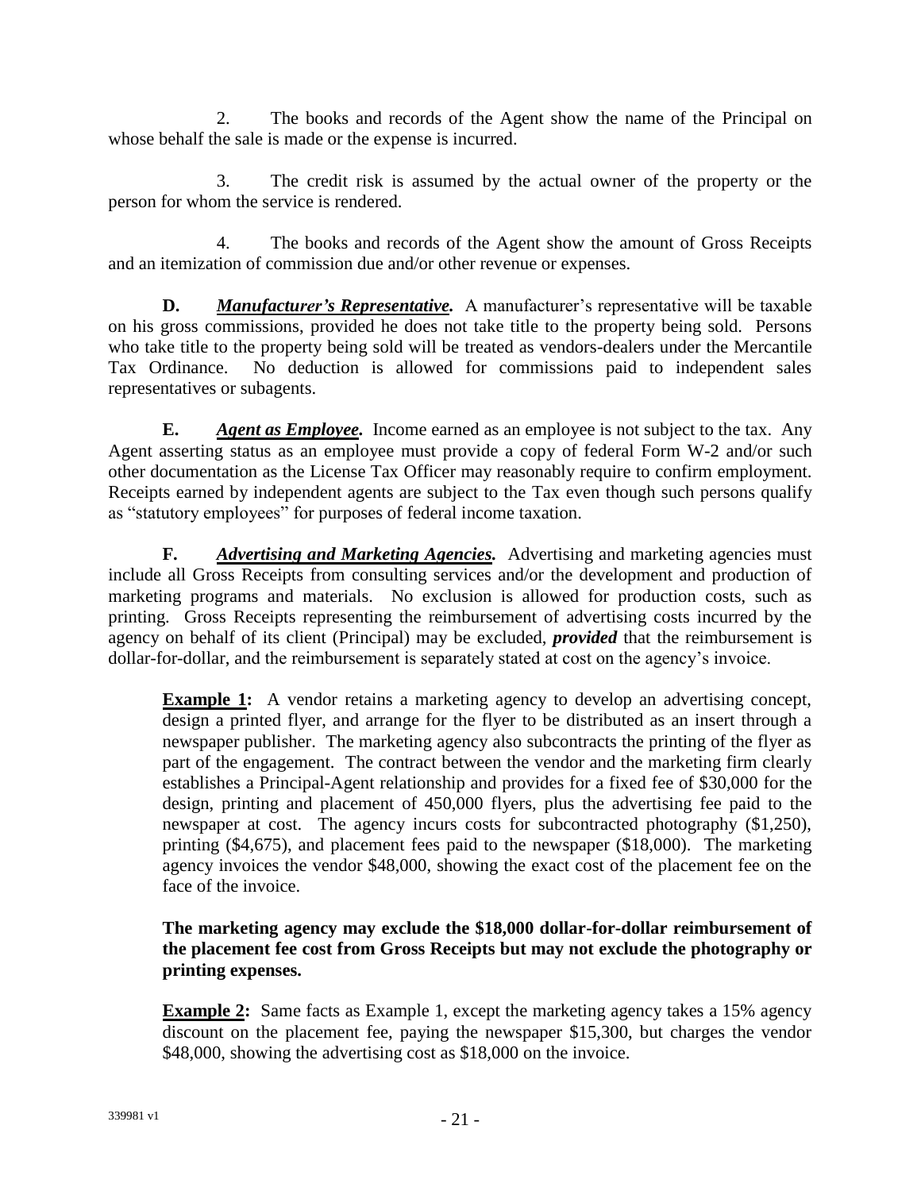2. The books and records of the Agent show the name of the Principal on whose behalf the sale is made or the expense is incurred.

3. The credit risk is assumed by the actual owner of the property or the person for whom the service is rendered.

4. The books and records of the Agent show the amount of Gross Receipts and an itemization of commission due and/or other revenue or expenses.

**D.** ***Manufacturer's Representative.*** A manufacturer's representative will be taxable on his gross commissions, provided he does not take title to the property being sold. Persons who take title to the property being sold will be treated as vendors-dealers under the Mercantile Tax Ordinance. No deduction is allowed for commissions paid to independent sales representatives or subagents.

**E.** ***Agent as Employee.*** Income earned as an employee is not subject to the tax. Any Agent asserting status as an employee must provide a copy of federal Form W-2 and/or such other documentation as the License Tax Officer may reasonably require to confirm employment. Receipts earned by independent agents are subject to the Tax even though such persons qualify as "statutory employees" for purposes of federal income taxation.

**F.** ***Advertising and Marketing Agencies.*** Advertising and marketing agencies must include all Gross Receipts from consulting services and/or the development and production of marketing programs and materials. No exclusion is allowed for production costs, such as printing. Gross Receipts representing the reimbursement of advertising costs incurred by the agency on behalf of its client (Principal) may be excluded, ***provided*** that the reimbursement is dollar-for-dollar, and the reimbursement is separately stated at cost on the agency's invoice.

> **Example 1:** A vendor retains a marketing agency to develop an advertising concept, design a printed flyer, and arrange for the flyer to be distributed as an insert through a newspaper publisher. The marketing agency also subcontracts the printing of the flyer as part of the engagement. The contract between the vendor and the marketing firm clearly establishes a Principal-Agent relationship and provides for a fixed fee of $30,000 for the design, printing and placement of 450,000 flyers, plus the advertising fee paid to the newspaper at cost. The agency incurs costs for subcontracted photography ($1,250), printing ($4,675), and placement fees paid to the newspaper ($18,000). The marketing agency invoices the vendor $48,000, showing the exact cost of the placement fee on the face of the invoice.
>
> **The marketing agency may exclude the $18,000 dollar-for-dollar reimbursement of the placement fee cost from Gross Receipts but may not exclude the photography or printing expenses.**
>
> **Example 2:** Same facts as Example 1, except the marketing agency takes a 15% agency discount on the placement fee, paying the newspaper $15,300, but charges the vendor $48,000, showing the advertising cost as $18,000 on the invoice.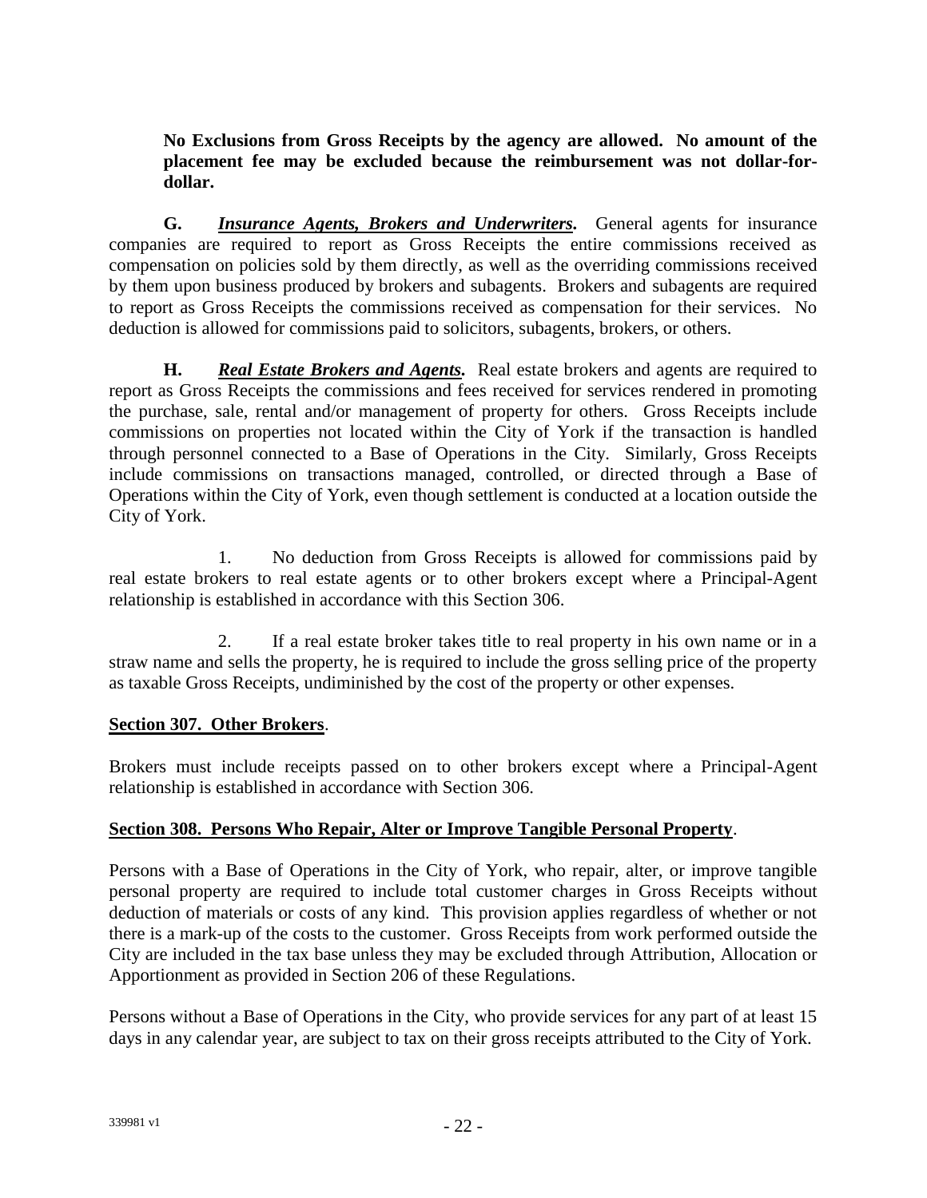**No Exclusions from Gross Receipts by the agency are allowed. No amount of the placement fee may be excluded because the reimbursement was not dollar-for-dollar.**

**G.** ***Insurance Agents, Brokers and Underwriters.*** General agents for insurance companies are required to report as Gross Receipts the entire commissions received as compensation on policies sold by them directly, as well as the overriding commissions received by them upon business produced by brokers and subagents. Brokers and subagents are required to report as Gross Receipts the commissions received as compensation for their services. No deduction is allowed for commissions paid to solicitors, subagents, brokers, or others.

**H.** ***Real Estate Brokers and Agents.*** Real estate brokers and agents are required to report as Gross Receipts the commissions and fees received for services rendered in promoting the purchase, sale, rental and/or management of property for others. Gross Receipts include commissions on properties not located within the City of York if the transaction is handled through personnel connected to a Base of Operations in the City. Similarly, Gross Receipts include commissions on transactions managed, controlled, or directed through a Base of Operations within the City of York, even though settlement is conducted at a location outside the City of York.

1. No deduction from Gross Receipts is allowed for commissions paid by real estate brokers to real estate agents or to other brokers except where a Principal-Agent relationship is established in accordance with this Section 306.

2. If a real estate broker takes title to real property in his own name or in a straw name and sells the property, he is required to include the gross selling price of the property as taxable Gross Receipts, undiminished by the cost of the property or other expenses.

## Section 307. Other Brokers.

Brokers must include receipts passed on to other brokers except where a Principal-Agent relationship is established in accordance with Section 306.

## Section 308. Persons Who Repair, Alter or Improve Tangible Personal Property.

Persons with a Base of Operations in the City of York, who repair, alter, or improve tangible personal property are required to include total customer charges in Gross Receipts without deduction of materials or costs of any kind. This provision applies regardless of whether or not there is a mark-up of the costs to the customer. Gross Receipts from work performed outside the City are included in the tax base unless they may be excluded through Attribution, Allocation or Apportionment as provided in Section 206 of these Regulations.

Persons without a Base of Operations in the City, who provide services for any part of at least 15 days in any calendar year, are subject to tax on their gross receipts attributed to the City of York.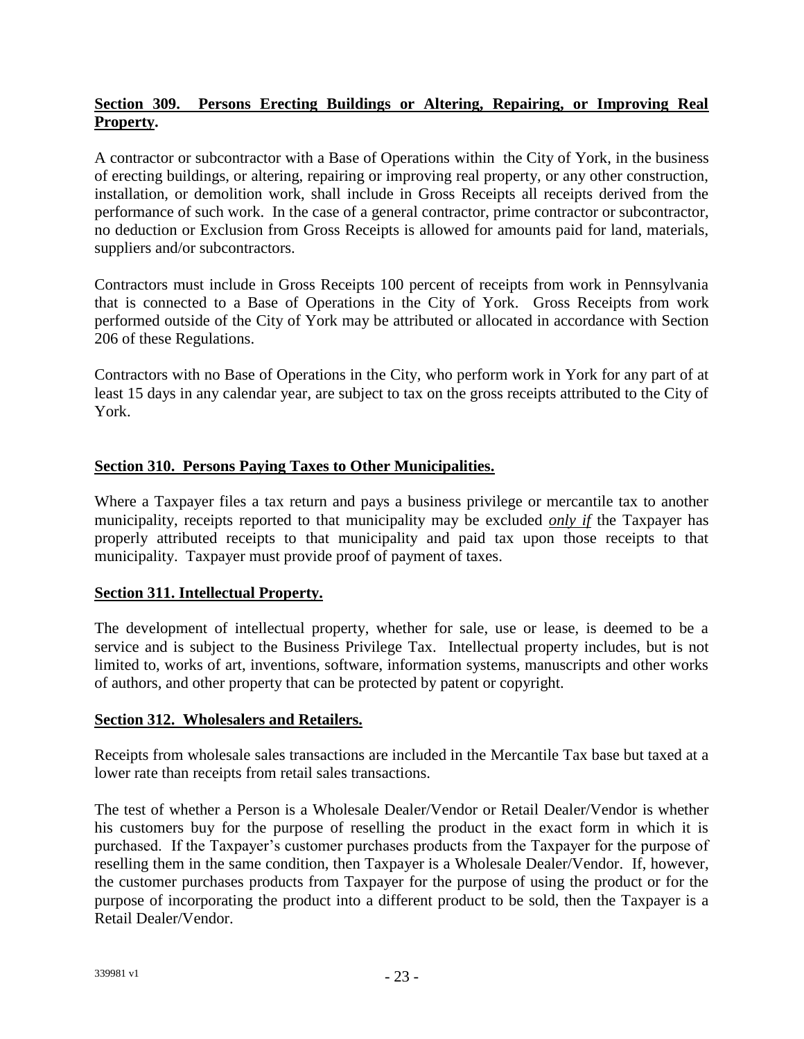**Section 309. Persons Erecting Buildings or Altering, Repairing, or Improving Real Property.**

A contractor or subcontractor with a Base of Operations within the City of York, in the business of erecting buildings, or altering, repairing or improving real property, or any other construction, installation, or demolition work, shall include in Gross Receipts all receipts derived from the performance of such work. In the case of a general contractor, prime contractor or subcontractor, no deduction or Exclusion from Gross Receipts is allowed for amounts paid for land, materials, suppliers and/or subcontractors.

Contractors must include in Gross Receipts 100 percent of receipts from work in Pennsylvania that is connected to a Base of Operations in the City of York. Gross Receipts from work performed outside of the City of York may be attributed or allocated in accordance with Section 206 of these Regulations.

Contractors with no Base of Operations in the City, who perform work in York for any part of at least 15 days in any calendar year, are subject to tax on the gross receipts attributed to the City of York.

**Section 310. Persons Paying Taxes to Other Municipalities.**

Where a Taxpayer files a tax return and pays a business privilege or mercantile tax to another municipality, receipts reported to that municipality may be excluded ***only if*** the Taxpayer has properly attributed receipts to that municipality and paid tax upon those receipts to that municipality. Taxpayer must provide proof of payment of taxes.

**Section 311. Intellectual Property.**

The development of intellectual property, whether for sale, use or lease, is deemed to be a service and is subject to the Business Privilege Tax. Intellectual property includes, but is not limited to, works of art, inventions, software, information systems, manuscripts and other works of authors, and other property that can be protected by patent or copyright.

**Section 312. Wholesalers and Retailers.**

Receipts from wholesale sales transactions are included in the Mercantile Tax base but taxed at a lower rate than receipts from retail sales transactions.

The test of whether a Person is a Wholesale Dealer/Vendor or Retail Dealer/Vendor is whether his customers buy for the purpose of reselling the product in the exact form in which it is purchased. If the Taxpayer's customer purchases products from the Taxpayer for the purpose of reselling them in the same condition, then Taxpayer is a Wholesale Dealer/Vendor. If, however, the customer purchases products from Taxpayer for the purpose of using the product or for the purpose of incorporating the product into a different product to be sold, then the Taxpayer is a Retail Dealer/Vendor.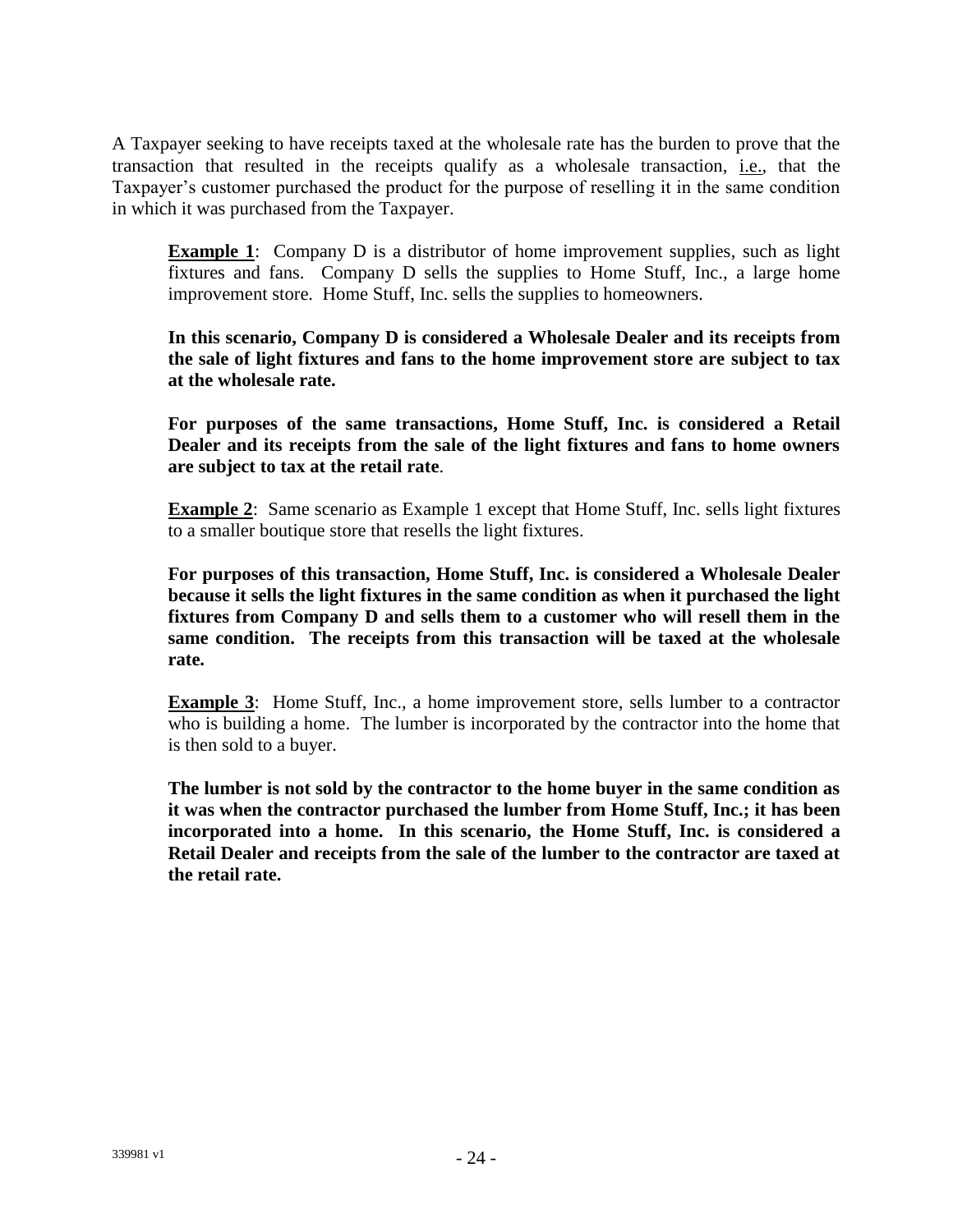A Taxpayer seeking to have receipts taxed at the wholesale rate has the burden to prove that the transaction that resulted in the receipts qualify as a wholesale transaction, i.e., that the Taxpayer's customer purchased the product for the purpose of reselling it in the same condition in which it was purchased from the Taxpayer.

> **Example 1**: Company D is a distributor of home improvement supplies, such as light fixtures and fans. Company D sells the supplies to Home Stuff, Inc., a large home improvement store. Home Stuff, Inc. sells the supplies to homeowners.
>
> **In this scenario, Company D is considered a Wholesale Dealer and its receipts from the sale of light fixtures and fans to the home improvement store are subject to tax at the wholesale rate.**
>
> **For purposes of the same transactions, Home Stuff, Inc. is considered a Retail Dealer and its receipts from the sale of the light fixtures and fans to home owners are subject to tax at the retail rate.**
>
> **Example 2**: Same scenario as Example 1 except that Home Stuff, Inc. sells light fixtures to a smaller boutique store that resells the light fixtures.
>
> **For purposes of this transaction, Home Stuff, Inc. is considered a Wholesale Dealer because it sells the light fixtures in the same condition as when it purchased the light fixtures from Company D and sells them to a customer who will resell them in the same condition. The receipts from this transaction will be taxed at the wholesale rate.**
>
> **Example 3**: Home Stuff, Inc., a home improvement store, sells lumber to a contractor who is building a home. The lumber is incorporated by the contractor into the home that is then sold to a buyer.
>
> **The lumber is not sold by the contractor to the home buyer in the same condition as it was when the contractor purchased the lumber from Home Stuff, Inc.; it has been incorporated into a home. In this scenario, the Home Stuff, Inc. is considered a Retail Dealer and receipts from the sale of the lumber to the contractor are taxed at the retail rate.**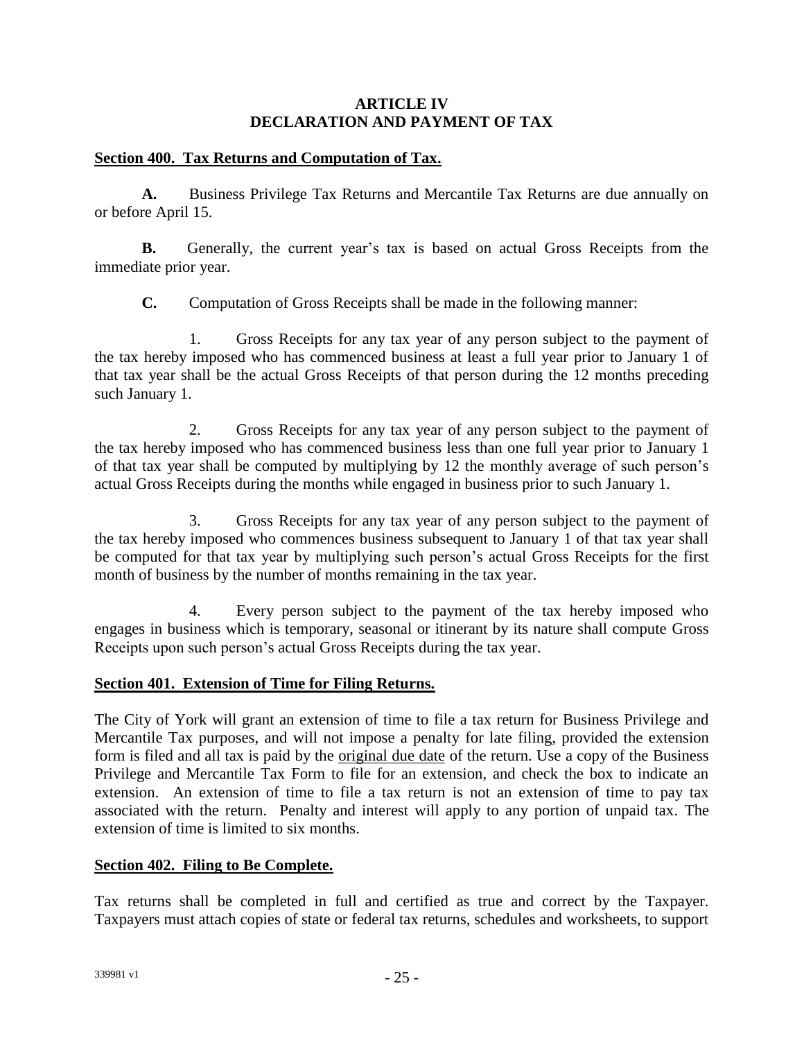## ARTICLE IV
## DECLARATION AND PAYMENT OF TAX

### Section 400. Tax Returns and Computation of Tax.

**A.** Business Privilege Tax Returns and Mercantile Tax Returns are due annually on or before April 15.

**B.** Generally, the current year's tax is based on actual Gross Receipts from the immediate prior year.

**C.** Computation of Gross Receipts shall be made in the following manner:

1. Gross Receipts for any tax year of any person subject to the payment of the tax hereby imposed who has commenced business at least a full year prior to January 1 of that tax year shall be the actual Gross Receipts of that person during the 12 months preceding such January 1.

2. Gross Receipts for any tax year of any person subject to the payment of the tax hereby imposed who has commenced business less than one full year prior to January 1 of that tax year shall be computed by multiplying by 12 the monthly average of such person's actual Gross Receipts during the months while engaged in business prior to such January 1.

3. Gross Receipts for any tax year of any person subject to the payment of the tax hereby imposed who commences business subsequent to January 1 of that tax year shall be computed for that tax year by multiplying such person's actual Gross Receipts for the first month of business by the number of months remaining in the tax year.

4. Every person subject to the payment of the tax hereby imposed who engages in business which is temporary, seasonal or itinerant by its nature shall compute Gross Receipts upon such person's actual Gross Receipts during the tax year.

### Section 401. Extension of Time for Filing Returns.

The City of York will grant an extension of time to file a tax return for Business Privilege and Mercantile Tax purposes, and will not impose a penalty for late filing, provided the extension form is filed and all tax is paid by the original due date of the return. Use a copy of the Business Privilege and Mercantile Tax Form to file for an extension, and check the box to indicate an extension. An extension of time to file a tax return is not an extension of time to pay tax associated with the return. Penalty and interest will apply to any portion of unpaid tax. The extension of time is limited to six months.

### Section 402. Filing to Be Complete.

Tax returns shall be completed in full and certified as true and correct by the Taxpayer. Taxpayers must attach copies of state or federal tax returns, schedules and worksheets, to support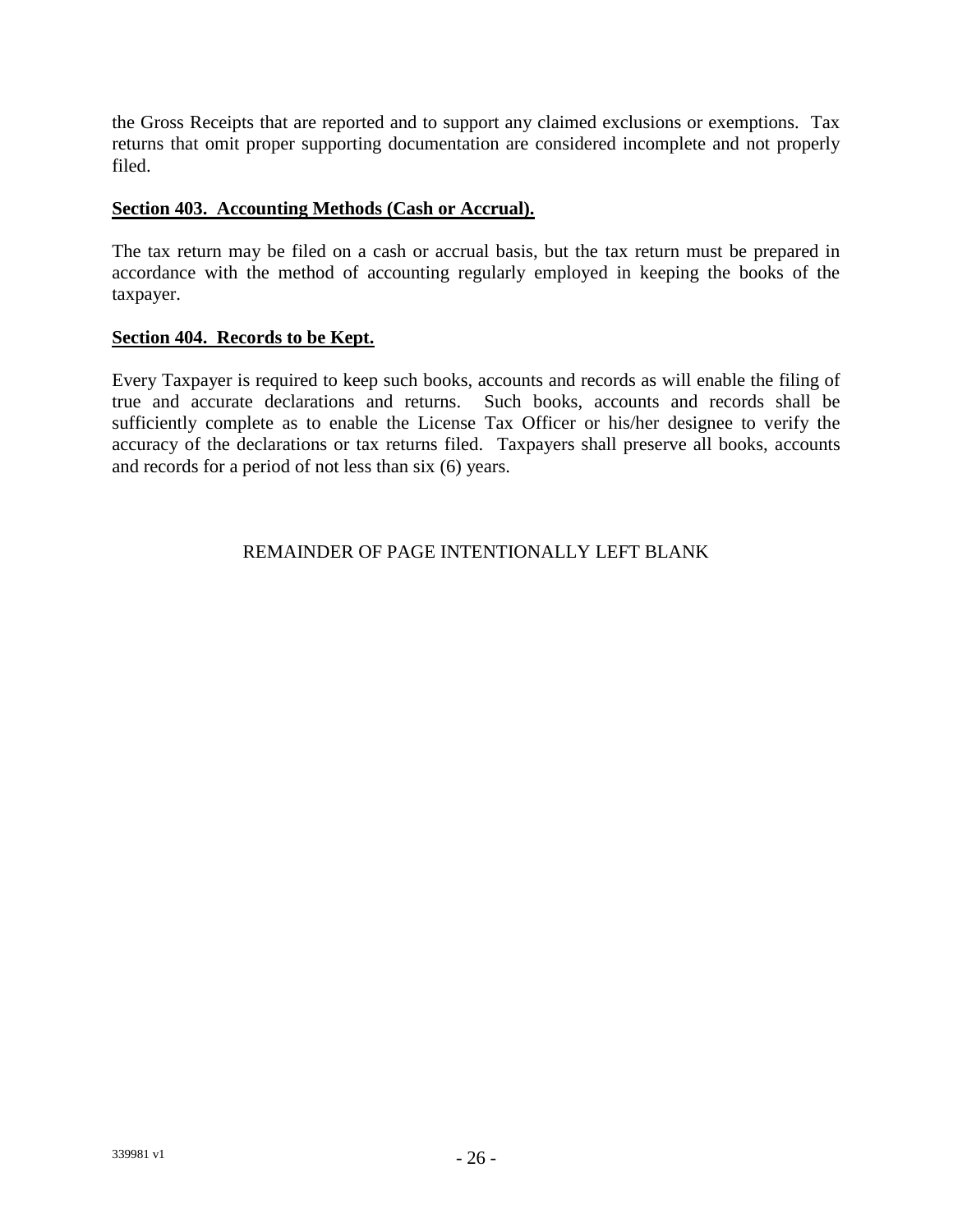the Gross Receipts that are reported and to support any claimed exclusions or exemptions. Tax returns that omit proper supporting documentation are considered incomplete and not properly filed.

**Section 403. Accounting Methods (Cash or Accrual).**

The tax return may be filed on a cash or accrual basis, but the tax return must be prepared in accordance with the method of accounting regularly employed in keeping the books of the taxpayer.

**Section 404. Records to be Kept.**

Every Taxpayer is required to keep such books, accounts and records as will enable the filing of true and accurate declarations and returns. Such books, accounts and records shall be sufficiently complete as to enable the License Tax Officer or his/her designee to verify the accuracy of the declarations or tax returns filed. Taxpayers shall preserve all books, accounts and records for a period of not less than six (6) years.

REMAINDER OF PAGE INTENTIONALLY LEFT BLANK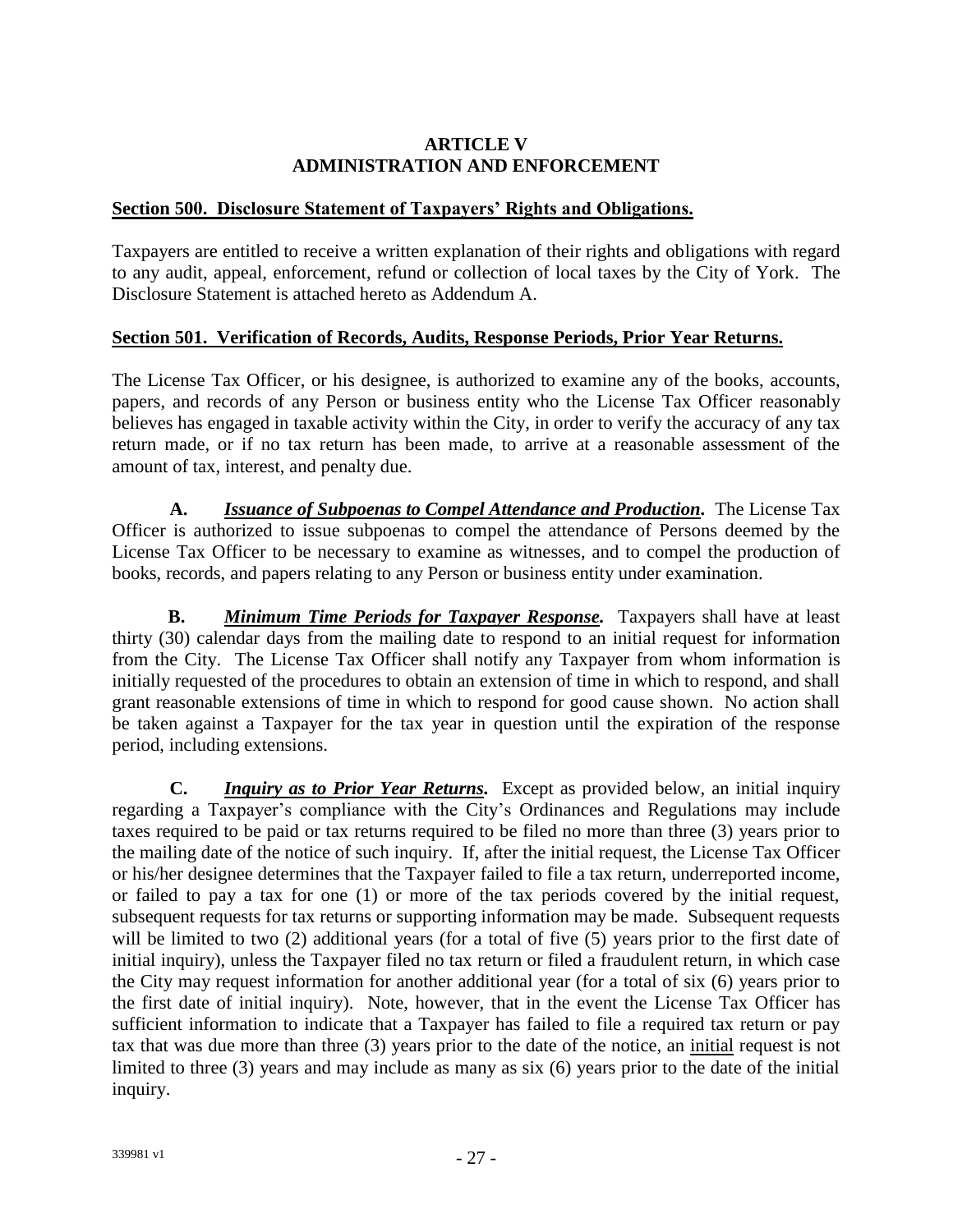# ARTICLE V
# ADMINISTRATION AND ENFORCEMENT

## Section 500. Disclosure Statement of Taxpayers' Rights and Obligations.

Taxpayers are entitled to receive a written explanation of their rights and obligations with regard to any audit, appeal, enforcement, refund or collection of local taxes by the City of York. The Disclosure Statement is attached hereto as Addendum A.

## Section 501. Verification of Records, Audits, Response Periods, Prior Year Returns.

The License Tax Officer, or his designee, is authorized to examine any of the books, accounts, papers, and records of any Person or business entity who the License Tax Officer reasonably believes has engaged in taxable activity within the City, in order to verify the accuracy of any tax return made, or if no tax return has been made, to arrive at a reasonable assessment of the amount of tax, interest, and penalty due.

**A.** ***Issuance of Subpoenas to Compel Attendance and Production*****.** The License Tax Officer is authorized to issue subpoenas to compel the attendance of Persons deemed by the License Tax Officer to be necessary to examine as witnesses, and to compel the production of books, records, and papers relating to any Person or business entity under examination.

**B.** ***Minimum Time Periods for Taxpayer Response*****.** Taxpayers shall have at least thirty (30) calendar days from the mailing date to respond to an initial request for information from the City. The License Tax Officer shall notify any Taxpayer from whom information is initially requested of the procedures to obtain an extension of time in which to respond, and shall grant reasonable extensions of time in which to respond for good cause shown. No action shall be taken against a Taxpayer for the tax year in question until the expiration of the response period, including extensions.

**C.** ***Inquiry as to Prior Year Returns*****.** Except as provided below, an initial inquiry regarding a Taxpayer's compliance with the City's Ordinances and Regulations may include taxes required to be paid or tax returns required to be filed no more than three (3) years prior to the mailing date of the notice of such inquiry. If, after the initial request, the License Tax Officer or his/her designee determines that the Taxpayer failed to file a tax return, underreported income, or failed to pay a tax for one (1) or more of the tax periods covered by the initial request, subsequent requests for tax returns or supporting information may be made. Subsequent requests will be limited to two (2) additional years (for a total of five (5) years prior to the first date of initial inquiry), unless the Taxpayer filed no tax return or filed a fraudulent return, in which case the City may request information for another additional year (for a total of six (6) years prior to the first date of initial inquiry). Note, however, that in the event the License Tax Officer has sufficient information to indicate that a Taxpayer has failed to file a required tax return or pay tax that was due more than three (3) years prior to the date of the notice, an initial request is not limited to three (3) years and may include as many as six (6) years prior to the date of the initial inquiry.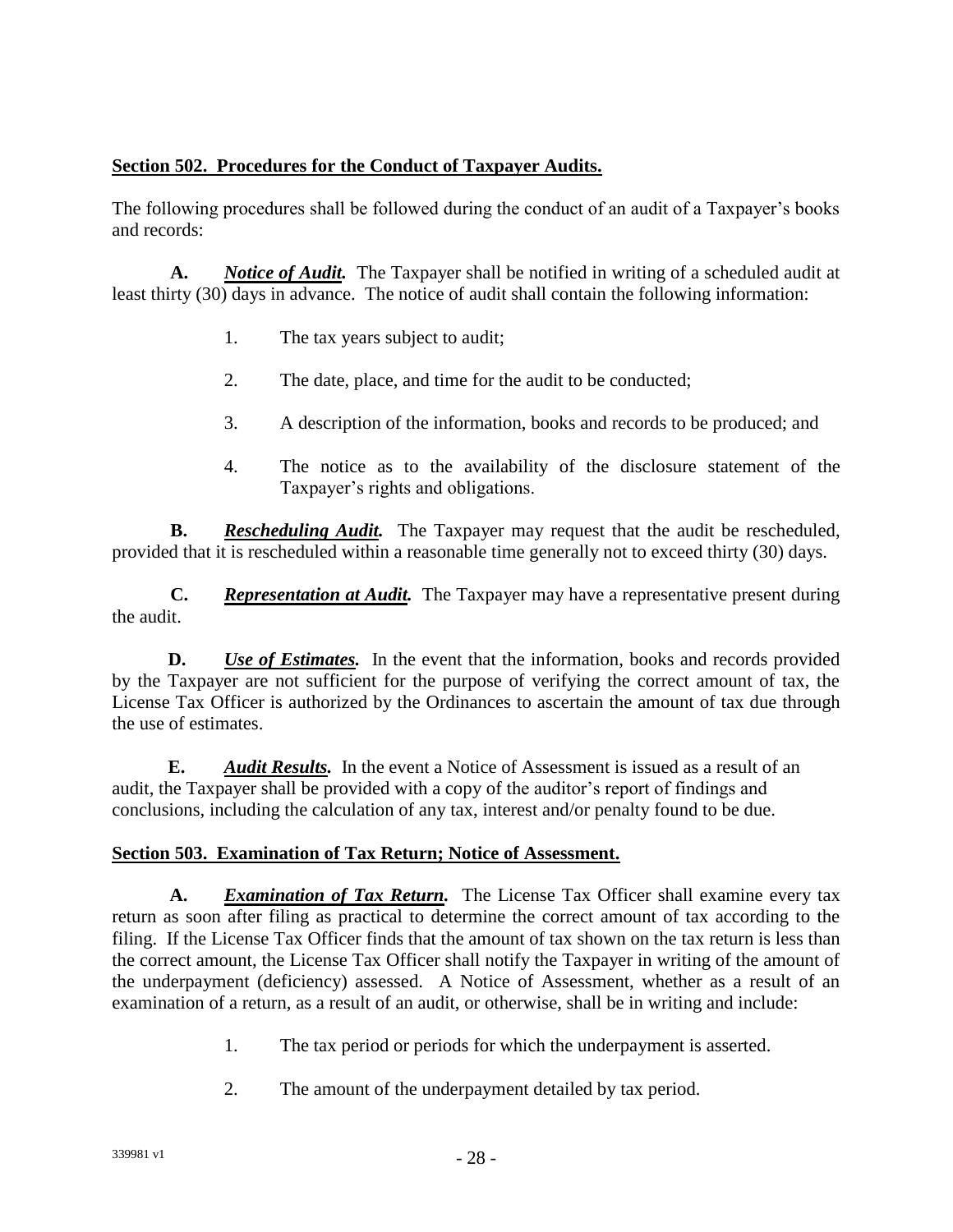## Section 502. Procedures for the Conduct of Taxpayer Audits.

The following procedures shall be followed during the conduct of an audit of a Taxpayer's books and records:

**A.** ***Notice of Audit.*** The Taxpayer shall be notified in writing of a scheduled audit at least thirty (30) days in advance. The notice of audit shall contain the following information:

1. The tax years subject to audit;
2. The date, place, and time for the audit to be conducted;
3. A description of the information, books and records to be produced; and
4. The notice as to the availability of the disclosure statement of the Taxpayer's rights and obligations.

**B.** ***Rescheduling Audit.*** The Taxpayer may request that the audit be rescheduled, provided that it is rescheduled within a reasonable time generally not to exceed thirty (30) days.

**C.** ***Representation at Audit.*** The Taxpayer may have a representative present during the audit.

**D.** ***Use of Estimates.*** In the event that the information, books and records provided by the Taxpayer are not sufficient for the purpose of verifying the correct amount of tax, the License Tax Officer is authorized by the Ordinances to ascertain the amount of tax due through the use of estimates.

**E.** ***Audit Results.*** In the event a Notice of Assessment is issued as a result of an audit, the Taxpayer shall be provided with a copy of the auditor's report of findings and conclusions, including the calculation of any tax, interest and/or penalty found to be due.

## Section 503. Examination of Tax Return; Notice of Assessment.

**A.** ***Examination of Tax Return.*** The License Tax Officer shall examine every tax return as soon after filing as practical to determine the correct amount of tax according to the filing. If the License Tax Officer finds that the amount of tax shown on the tax return is less than the correct amount, the License Tax Officer shall notify the Taxpayer in writing of the amount of the underpayment (deficiency) assessed. A Notice of Assessment, whether as a result of an examination of a return, as a result of an audit, or otherwise, shall be in writing and include:

1. The tax period or periods for which the underpayment is asserted.
2. The amount of the underpayment detailed by tax period.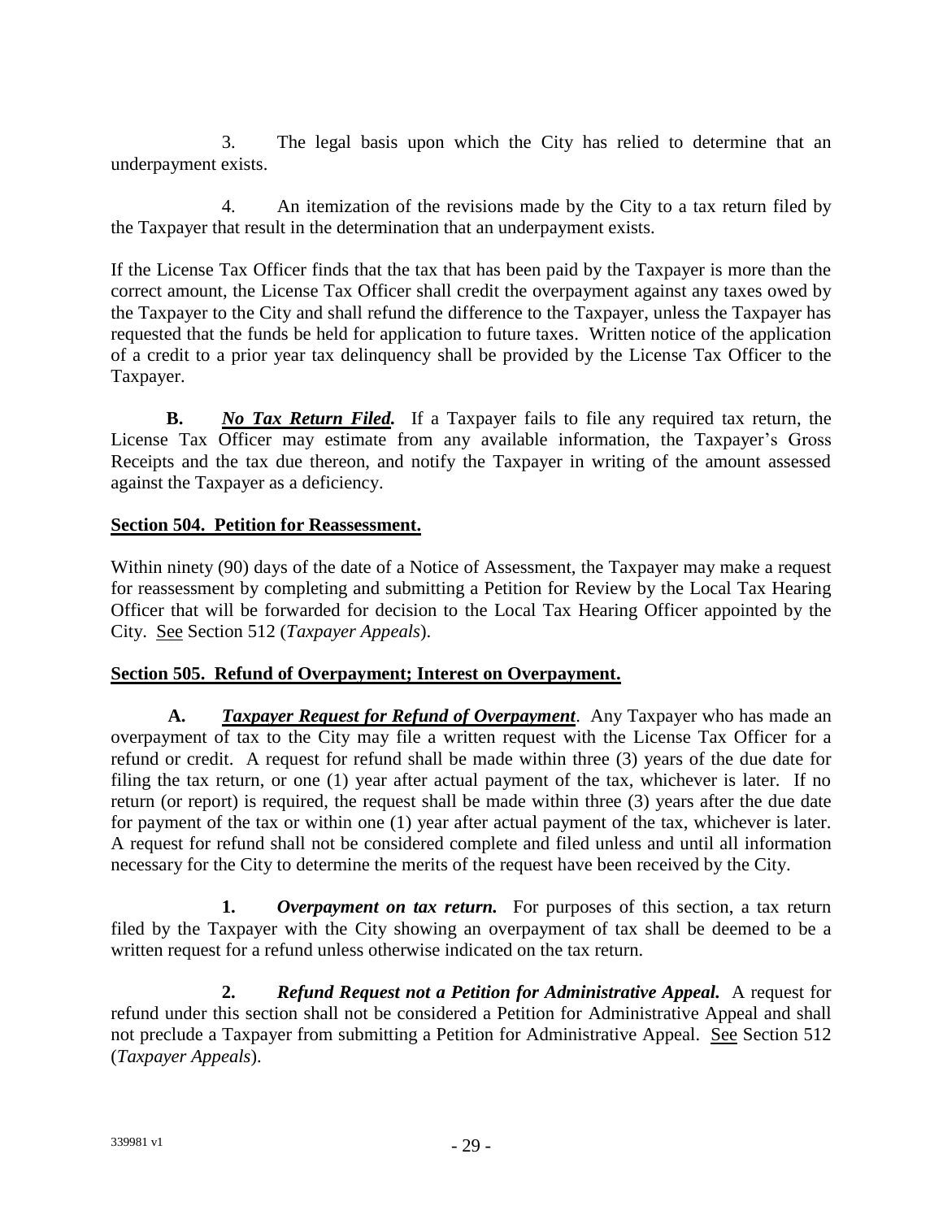3. The legal basis upon which the City has relied to determine that an underpayment exists.

4. An itemization of the revisions made by the City to a tax return filed by the Taxpayer that result in the determination that an underpayment exists.

If the License Tax Officer finds that the tax that has been paid by the Taxpayer is more than the correct amount, the License Tax Officer shall credit the overpayment against any taxes owed by the Taxpayer to the City and shall refund the difference to the Taxpayer, unless the Taxpayer has requested that the funds be held for application to future taxes. Written notice of the application of a credit to a prior year tax delinquency shall be provided by the License Tax Officer to the Taxpayer.

**B.** ***No Tax Return Filed.*** If a Taxpayer fails to file any required tax return, the License Tax Officer may estimate from any available information, the Taxpayer's Gross Receipts and the tax due thereon, and notify the Taxpayer in writing of the amount assessed against the Taxpayer as a deficiency.

**Section 504. Petition for Reassessment.**

Within ninety (90) days of the date of a Notice of Assessment, the Taxpayer may make a request for reassessment by completing and submitting a Petition for Review by the Local Tax Hearing Officer that will be forwarded for decision to the Local Tax Hearing Officer appointed by the City. See Section 512 (*Taxpayer Appeals*).

**Section 505. Refund of Overpayment; Interest on Overpayment.**

**A.** ***Taxpayer Request for Refund of Overpayment***. Any Taxpayer who has made an overpayment of tax to the City may file a written request with the License Tax Officer for a refund or credit. A request for refund shall be made within three (3) years of the due date for filing the tax return, or one (1) year after actual payment of the tax, whichever is later. If no return (or report) is required, the request shall be made within three (3) years after the due date for payment of the tax or within one (1) year after actual payment of the tax, whichever is later. A request for refund shall not be considered complete and filed unless and until all information necessary for the City to determine the merits of the request have been received by the City.

**1.** ***Overpayment on tax return.*** For purposes of this section, a tax return filed by the Taxpayer with the City showing an overpayment of tax shall be deemed to be a written request for a refund unless otherwise indicated on the tax return.

**2.** ***Refund Request not a Petition for Administrative Appeal.*** A request for refund under this section shall not be considered a Petition for Administrative Appeal and shall not preclude a Taxpayer from submitting a Petition for Administrative Appeal. See Section 512 (*Taxpayer Appeals*).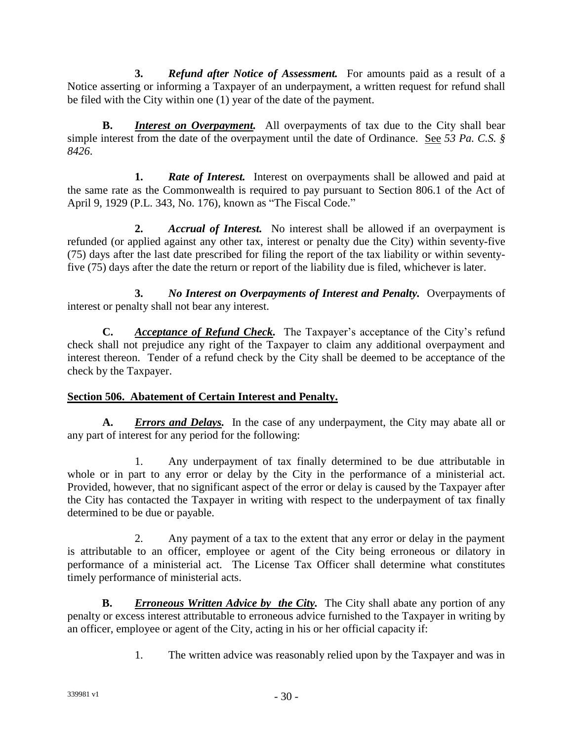**3.** ***Refund after Notice of Assessment.*** For amounts paid as a result of a Notice asserting or informing a Taxpayer of an underpayment, a written request for refund shall be filed with the City within one (1) year of the date of the payment.

**B.** ***Interest on Overpayment.*** All overpayments of tax due to the City shall bear simple interest from the date of the overpayment until the date of Ordinance. See *53 Pa. C.S. § 8426*.

**1.** ***Rate of Interest.*** Interest on overpayments shall be allowed and paid at the same rate as the Commonwealth is required to pay pursuant to Section 806.1 of the Act of April 9, 1929 (P.L. 343, No. 176), known as "The Fiscal Code."

**2.** ***Accrual of Interest.*** No interest shall be allowed if an overpayment is refunded (or applied against any other tax, interest or penalty due the City) within seventy-five (75) days after the last date prescribed for filing the report of the tax liability or within seventy-five (75) days after the date the return or report of the liability due is filed, whichever is later.

**3.** ***No Interest on Overpayments of Interest and Penalty.*** Overpayments of interest or penalty shall not bear any interest.

**C.** ***Acceptance of Refund Check.*** The Taxpayer's acceptance of the City's refund check shall not prejudice any right of the Taxpayer to claim any additional overpayment and interest thereon. Tender of a refund check by the City shall be deemed to be acceptance of the check by the Taxpayer.

## Section 506. Abatement of Certain Interest and Penalty.

**A.** ***Errors and Delays.*** In the case of any underpayment, the City may abate all or any part of interest for any period for the following:

1. Any underpayment of tax finally determined to be due attributable in whole or in part to any error or delay by the City in the performance of a ministerial act. Provided, however, that no significant aspect of the error or delay is caused by the Taxpayer after the City has contacted the Taxpayer in writing with respect to the underpayment of tax finally determined to be due or payable.

2. Any payment of a tax to the extent that any error or delay in the payment is attributable to an officer, employee or agent of the City being erroneous or dilatory in performance of a ministerial act. The License Tax Officer shall determine what constitutes timely performance of ministerial acts.

**B.** ***Erroneous Written Advice by the City.*** The City shall abate any portion of any penalty or excess interest attributable to erroneous advice furnished to the Taxpayer in writing by an officer, employee or agent of the City, acting in his or her official capacity if:

1. The written advice was reasonably relied upon by the Taxpayer and was in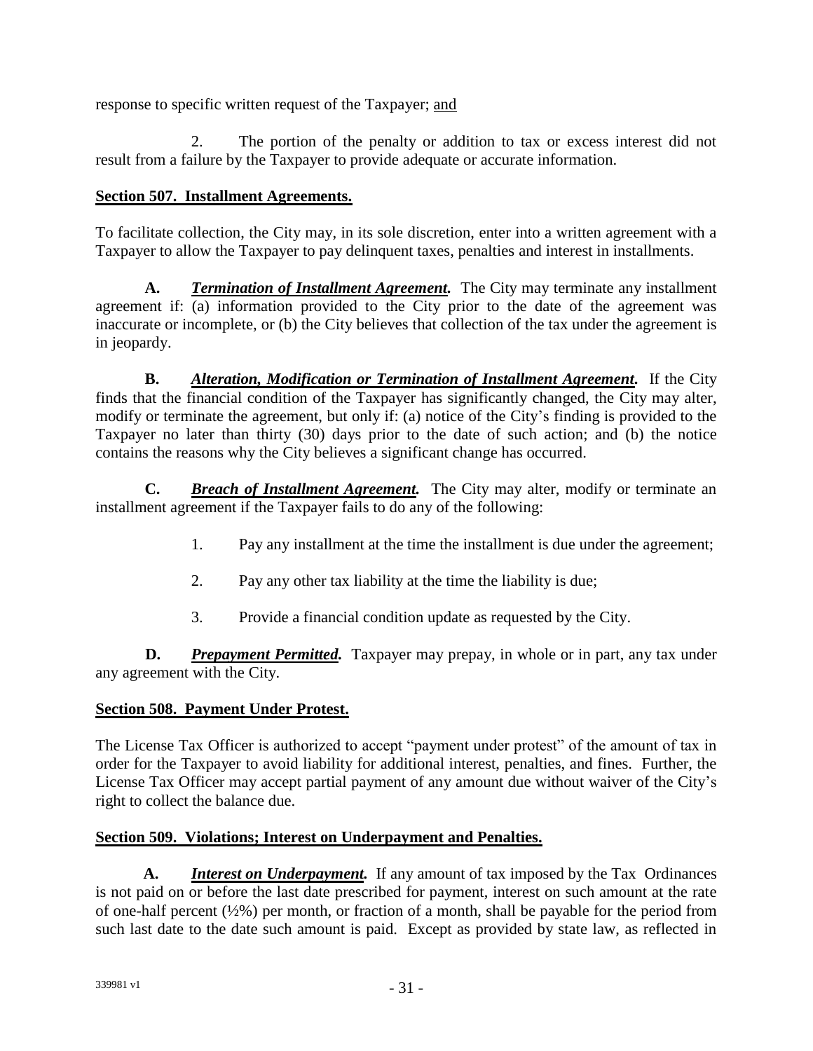response to specific written request of the Taxpayer; and

2. The portion of the penalty or addition to tax or excess interest did not result from a failure by the Taxpayer to provide adequate or accurate information.

## Section 507. Installment Agreements.

To facilitate collection, the City may, in its sole discretion, enter into a written agreement with a Taxpayer to allow the Taxpayer to pay delinquent taxes, penalties and interest in installments.

**A.** ***Termination of Installment Agreement.*** The City may terminate any installment agreement if: (a) information provided to the City prior to the date of the agreement was inaccurate or incomplete, or (b) the City believes that collection of the tax under the agreement is in jeopardy.

**B.** ***Alteration, Modification or Termination of Installment Agreement.*** If the City finds that the financial condition of the Taxpayer has significantly changed, the City may alter, modify or terminate the agreement, but only if: (a) notice of the City's finding is provided to the Taxpayer no later than thirty (30) days prior to the date of such action; and (b) the notice contains the reasons why the City believes a significant change has occurred.

**C.** ***Breach of Installment Agreement.*** The City may alter, modify or terminate an installment agreement if the Taxpayer fails to do any of the following:

1. Pay any installment at the time the installment is due under the agreement;

2. Pay any other tax liability at the time the liability is due;

3. Provide a financial condition update as requested by the City.

**D.** ***Prepayment Permitted.*** Taxpayer may prepay, in whole or in part, any tax under any agreement with the City.

## Section 508. Payment Under Protest.

The License Tax Officer is authorized to accept "payment under protest" of the amount of tax in order for the Taxpayer to avoid liability for additional interest, penalties, and fines. Further, the License Tax Officer may accept partial payment of any amount due without waiver of the City's right to collect the balance due.

## Section 509. Violations; Interest on Underpayment and Penalties.

**A.** ***Interest on Underpayment.*** If any amount of tax imposed by the Tax Ordinances is not paid on or before the last date prescribed for payment, interest on such amount at the rate of one-half percent (½%) per month, or fraction of a month, shall be payable for the period from such last date to the date such amount is paid. Except as provided by state law, as reflected in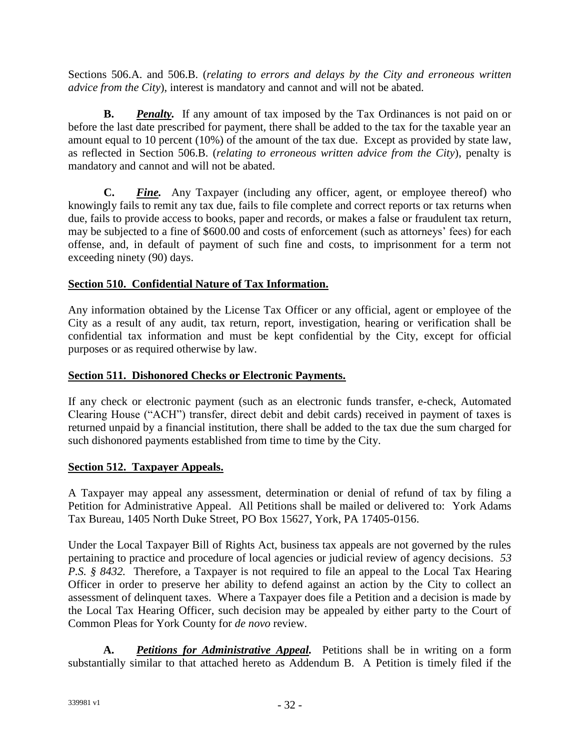Sections 506.A. and 506.B. (*relating to errors and delays by the City and erroneous written advice from the City*), interest is mandatory and cannot and will not be abated.

**B.** ***Penalty.*** If any amount of tax imposed by the Tax Ordinances is not paid on or before the last date prescribed for payment, there shall be added to the tax for the taxable year an amount equal to 10 percent (10%) of the amount of the tax due. Except as provided by state law, as reflected in Section 506.B. (*relating to erroneous written advice from the City*), penalty is mandatory and cannot and will not be abated.

**C.** ***Fine.*** Any Taxpayer (including any officer, agent, or employee thereof) who knowingly fails to remit any tax due, fails to file complete and correct reports or tax returns when due, fails to provide access to books, paper and records, or makes a false or fraudulent tax return, may be subjected to a fine of $600.00 and costs of enforcement (such as attorneys' fees) for each offense, and, in default of payment of such fine and costs, to imprisonment for a term not exceeding ninety (90) days.

## Section 510. Confidential Nature of Tax Information.

Any information obtained by the License Tax Officer or any official, agent or employee of the City as a result of any audit, tax return, report, investigation, hearing or verification shall be confidential tax information and must be kept confidential by the City, except for official purposes or as required otherwise by law.

## Section 511. Dishonored Checks or Electronic Payments.

If any check or electronic payment (such as an electronic funds transfer, e-check, Automated Clearing House ("ACH") transfer, direct debit and debit cards) received in payment of taxes is returned unpaid by a financial institution, there shall be added to the tax due the sum charged for such dishonored payments established from time to time by the City.

## Section 512. Taxpayer Appeals.

A Taxpayer may appeal any assessment, determination or denial of refund of tax by filing a Petition for Administrative Appeal. All Petitions shall be mailed or delivered to: York Adams Tax Bureau, 1405 North Duke Street, PO Box 15627, York, PA 17405-0156.

Under the Local Taxpayer Bill of Rights Act, business tax appeals are not governed by the rules pertaining to practice and procedure of local agencies or judicial review of agency decisions. *53 P.S. § 8432.* Therefore, a Taxpayer is not required to file an appeal to the Local Tax Hearing Officer in order to preserve her ability to defend against an action by the City to collect an assessment of delinquent taxes. Where a Taxpayer does file a Petition and a decision is made by the Local Tax Hearing Officer, such decision may be appealed by either party to the Court of Common Pleas for York County for *de novo* review.

**A.** ***Petitions for Administrative Appeal.*** Petitions shall be in writing on a form substantially similar to that attached hereto as Addendum B. A Petition is timely filed if the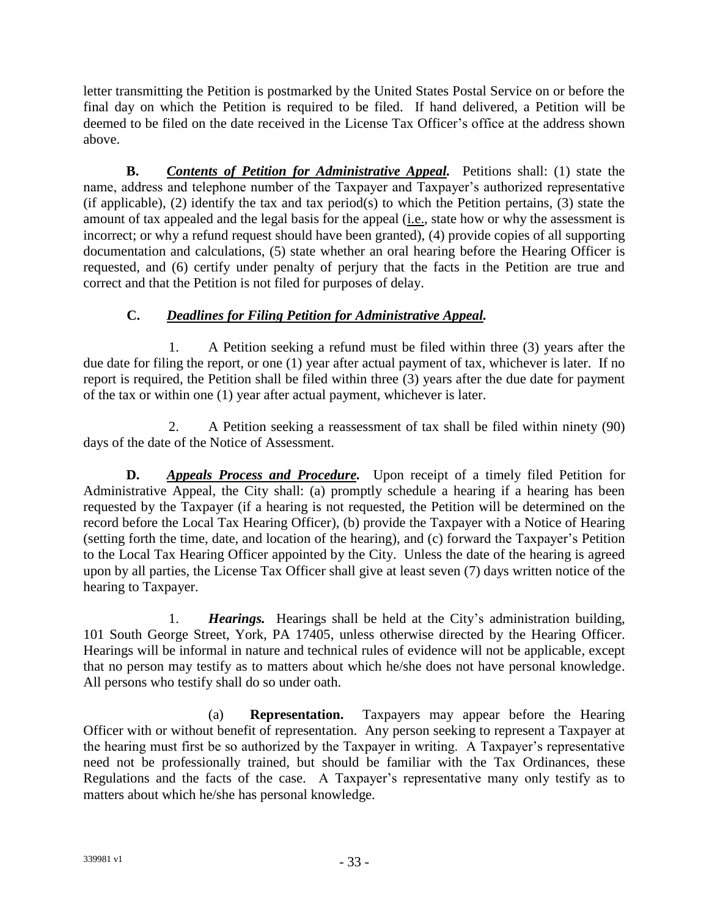letter transmitting the Petition is postmarked by the United States Postal Service on or before the final day on which the Petition is required to be filed. If hand delivered, a Petition will be deemed to be filed on the date received in the License Tax Officer's office at the address shown above.

**B.** ***Contents of Petition for Administrative Appeal.*** Petitions shall: (1) state the name, address and telephone number of the Taxpayer and Taxpayer's authorized representative (if applicable), (2) identify the tax and tax period(s) to which the Petition pertains, (3) state the amount of tax appealed and the legal basis for the appeal (i.e., state how or why the assessment is incorrect; or why a refund request should have been granted), (4) provide copies of all supporting documentation and calculations, (5) state whether an oral hearing before the Hearing Officer is requested, and (6) certify under penalty of perjury that the facts in the Petition are true and correct and that the Petition is not filed for purposes of delay.

**C.** ***Deadlines for Filing Petition for Administrative Appeal.***

1. A Petition seeking a refund must be filed within three (3) years after the due date for filing the report, or one (1) year after actual payment of tax, whichever is later. If no report is required, the Petition shall be filed within three (3) years after the due date for payment of the tax or within one (1) year after actual payment, whichever is later.

2. A Petition seeking a reassessment of tax shall be filed within ninety (90) days of the date of the Notice of Assessment.

**D.** ***Appeals Process and Procedure.*** Upon receipt of a timely filed Petition for Administrative Appeal, the City shall: (a) promptly schedule a hearing if a hearing has been requested by the Taxpayer (if a hearing is not requested, the Petition will be determined on the record before the Local Tax Hearing Officer), (b) provide the Taxpayer with a Notice of Hearing (setting forth the time, date, and location of the hearing), and (c) forward the Taxpayer's Petition to the Local Tax Hearing Officer appointed by the City. Unless the date of the hearing is agreed upon by all parties, the License Tax Officer shall give at least seven (7) days written notice of the hearing to Taxpayer.

1. ***Hearings.*** Hearings shall be held at the City's administration building, 101 South George Street, York, PA 17405, unless otherwise directed by the Hearing Officer. Hearings will be informal in nature and technical rules of evidence will not be applicable, except that no person may testify as to matters about which he/she does not have personal knowledge. All persons who testify shall do so under oath.

(a) **Representation.** Taxpayers may appear before the Hearing Officer with or without benefit of representation. Any person seeking to represent a Taxpayer at the hearing must first be so authorized by the Taxpayer in writing. A Taxpayer's representative need not be professionally trained, but should be familiar with the Tax Ordinances, these Regulations and the facts of the case. A Taxpayer's representative many only testify as to matters about which he/she has personal knowledge.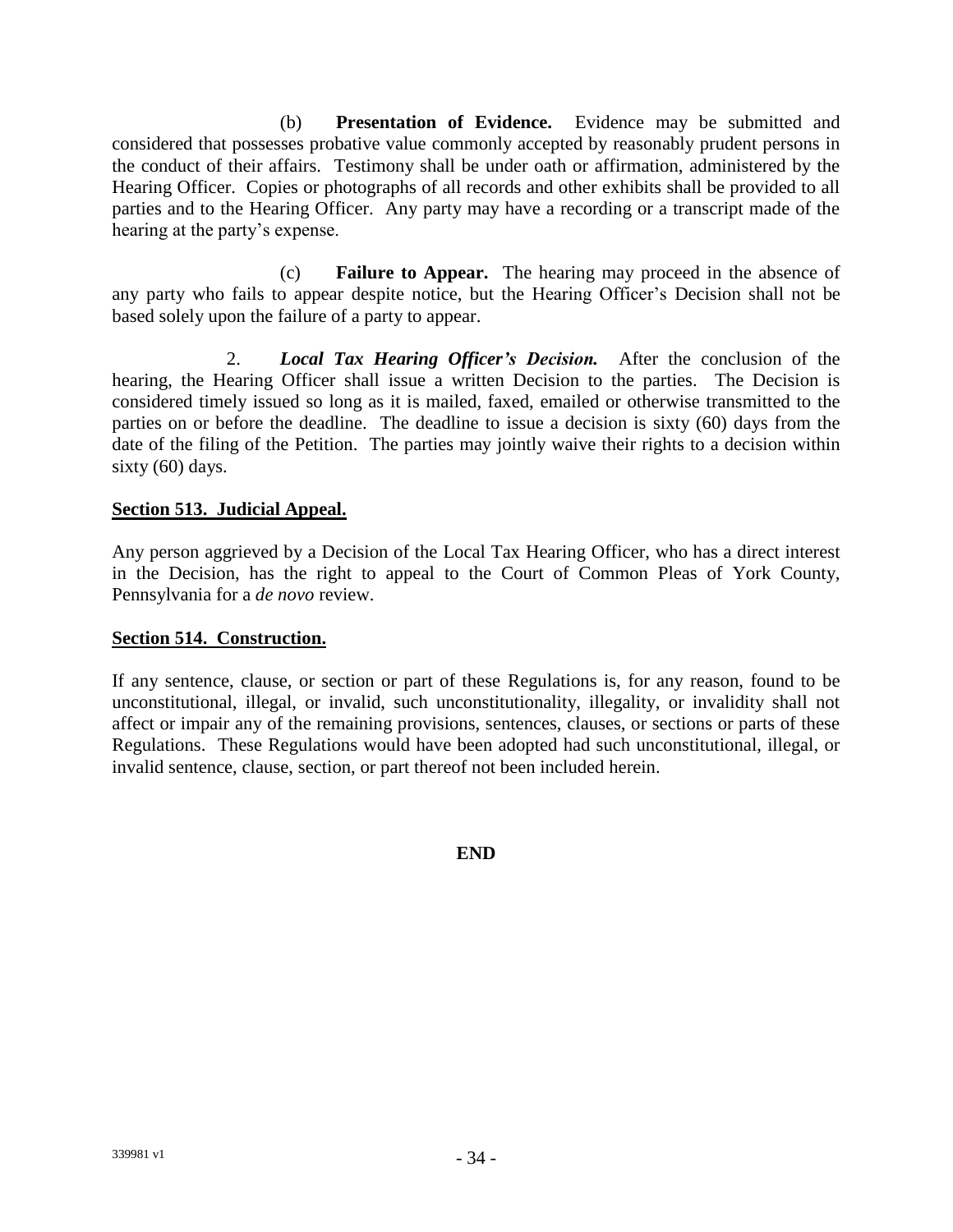(b) **Presentation of Evidence.** Evidence may be submitted and considered that possesses probative value commonly accepted by reasonably prudent persons in the conduct of their affairs. Testimony shall be under oath or affirmation, administered by the Hearing Officer. Copies or photographs of all records and other exhibits shall be provided to all parties and to the Hearing Officer. Any party may have a recording or a transcript made of the hearing at the party's expense.

(c) **Failure to Appear.** The hearing may proceed in the absence of any party who fails to appear despite notice, but the Hearing Officer's Decision shall not be based solely upon the failure of a party to appear.

2. ***Local Tax Hearing Officer's Decision.*** After the conclusion of the hearing, the Hearing Officer shall issue a written Decision to the parties. The Decision is considered timely issued so long as it is mailed, faxed, emailed or otherwise transmitted to the parties on or before the deadline. The deadline to issue a decision is sixty (60) days from the date of the filing of the Petition. The parties may jointly waive their rights to a decision within sixty (60) days.

**Section 513. Judicial Appeal.**

Any person aggrieved by a Decision of the Local Tax Hearing Officer, who has a direct interest in the Decision, has the right to appeal to the Court of Common Pleas of York County, Pennsylvania for a *de novo* review.

**Section 514. Construction.**

If any sentence, clause, or section or part of these Regulations is, for any reason, found to be unconstitutional, illegal, or invalid, such unconstitutionality, illegality, or invalidity shall not affect or impair any of the remaining provisions, sentences, clauses, or sections or parts of these Regulations. These Regulations would have been adopted had such unconstitutional, illegal, or invalid sentence, clause, section, or part thereof not been included herein.

**END**